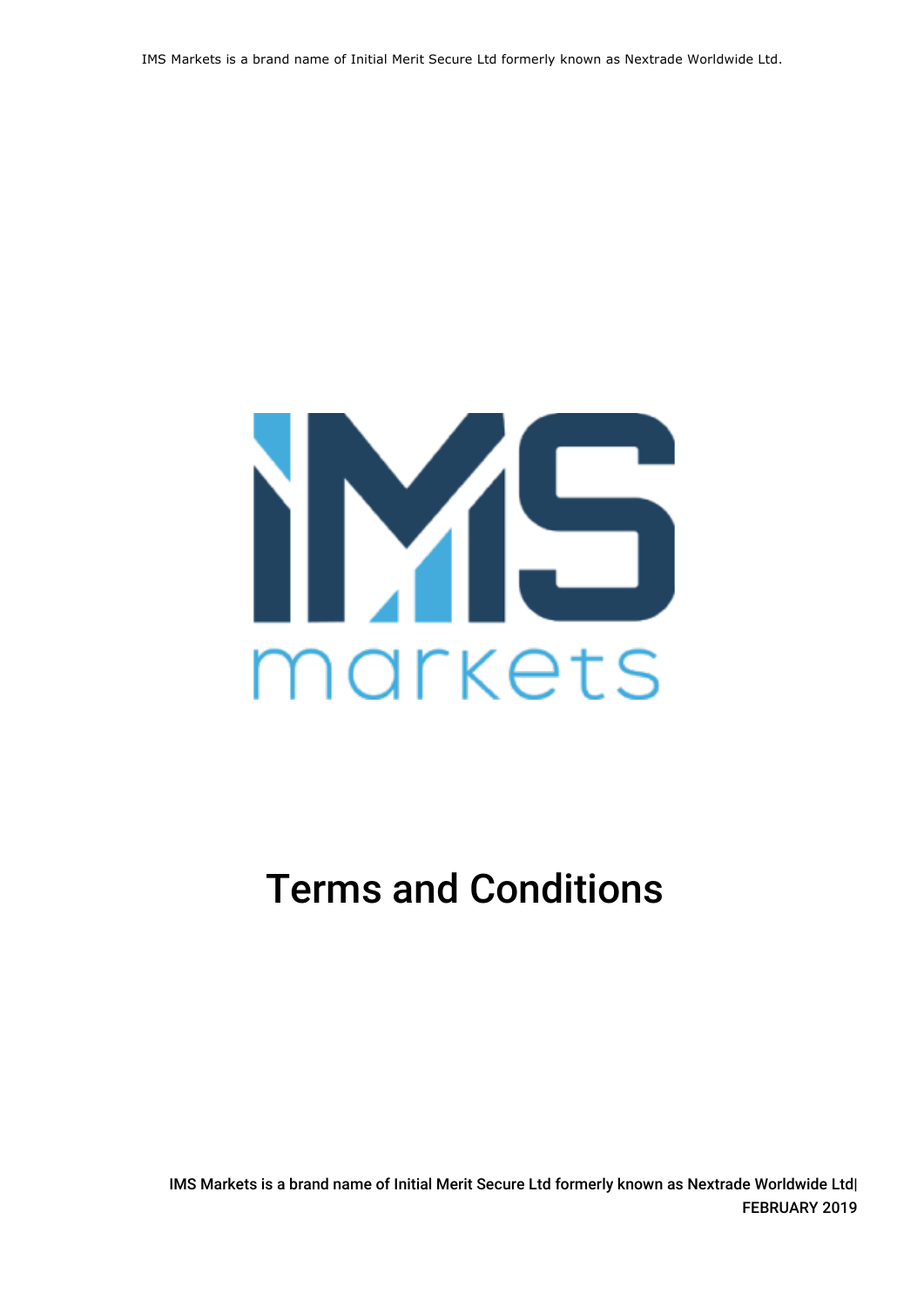IMS Markets is a brand name of Initial Merit Secure Ltd formerly known as Nextrade Worldwide Ltd.

IMS markets

# Terms and Conditions

IMS Markets is a brand name of Initial Merit Secure Ltd formerly known as Nextrade Worldwide Ltd| FEBRUARY 2019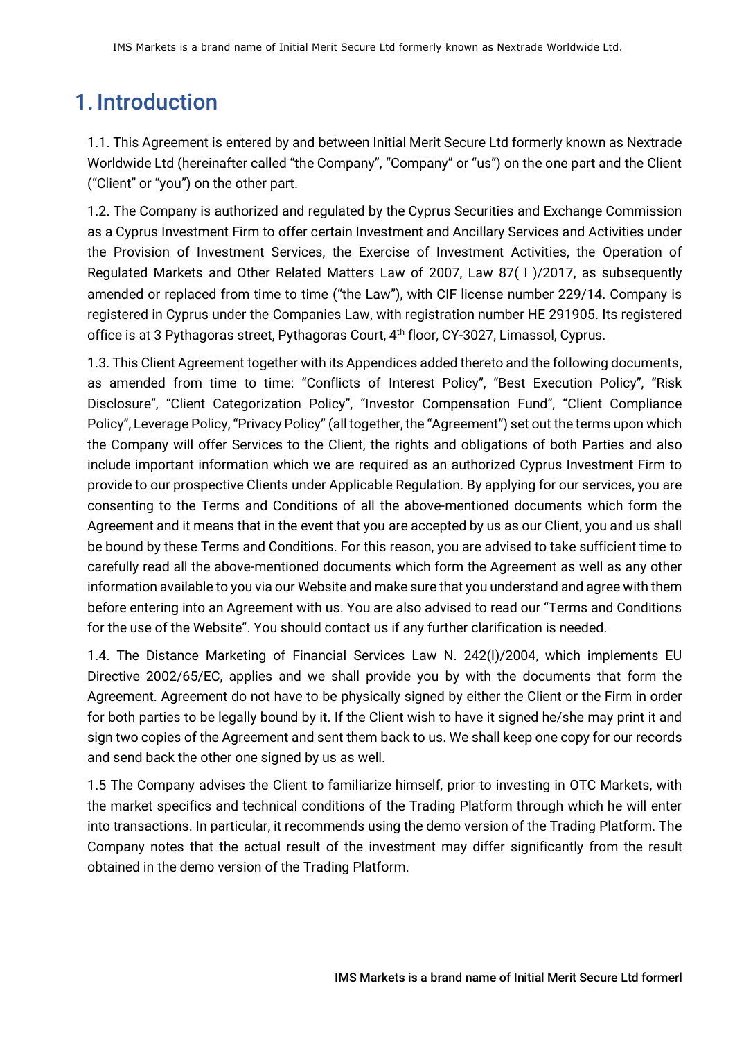# 1. Introduction

1.1. This Agreement is entered by and between Initial Merit Secure Ltd formerly known as Nextrade Worldwide Ltd (hereinafter called "the Company", "Company" or "us") on the one part and the Client ("Client" or "you") on the other part.

1.2. The Company is authorized and regulated by the Cyprus Securities and Exchange Commission as a Cyprus Investment Firm to offer certain Investment and Ancillary Services and Activities under the Provision of Investment Services, the Exercise of Investment Activities, the Operation of Regulated Markets and Other Related Matters Law of 2007, Law 87( I )/2017, as subsequently amended or replaced from time to time ("the Law"), with CIF license number 229/14. Company is registered in Cyprus under the Companies Law, with registration number HE 291905. Its registered office is at 3 Pythagoras street, Pythagoras Court, 4th floor, CY-3027, Limassol, Cyprus.

1.3. This Client Agreement together with its Appendices added thereto and the following documents, as amended from time to time: "Conflicts of Interest Policy", "Best Execution Policy", "Risk Disclosure", "Client Categorization Policy", "Investor Compensation Fund", "Client Compliance Policy", Leverage Policy, "Privacy Policy" (all together, the "Agreement") set out the terms upon which the Company will offer Services to the Client, the rights and obligations of both Parties and also include important information which we are required as an authorized Cyprus Investment Firm to provide to our prospective Clients under Applicable Regulation. By applying for our services, you are consenting to the Terms and Conditions of all the above-mentioned documents which form the Agreement and it means that in the event that you are accepted by us as our Client, you and us shall be bound by these Terms and Conditions. For this reason, you are advised to take sufficient time to carefully read all the above-mentioned documents which form the Agreement as well as any other information available to you via our Website and make sure that you understand and agree with them before entering into an Agreement with us. You are also advised to read our "Terms and Conditions for the use of the Website". You should contact us if any further clarification is needed.

1.4. The Distance Marketing of Financial Services Law N. 242(I)/2004, which implements EU Directive 2002/65/EC, applies and we shall provide you by with the documents that form the Agreement. Agreement do not have to be physically signed by either the Client or the Firm in order for both parties to be legally bound by it. If the Client wish to have it signed he/she may print it and sign two copies of the Agreement and sent them back to us. We shall keep one copy for our records and send back the other one signed by us as well.

1.5 The Company advises the Client to familiarize himself, prior to investing in OTC Markets, with the market specifics and technical conditions of the Trading Platform through which he will enter into transactions. In particular, it recommends using the demo version of the Trading Platform. The Company notes that the actual result of the investment may differ significantly from the result obtained in the demo version of the Trading Platform.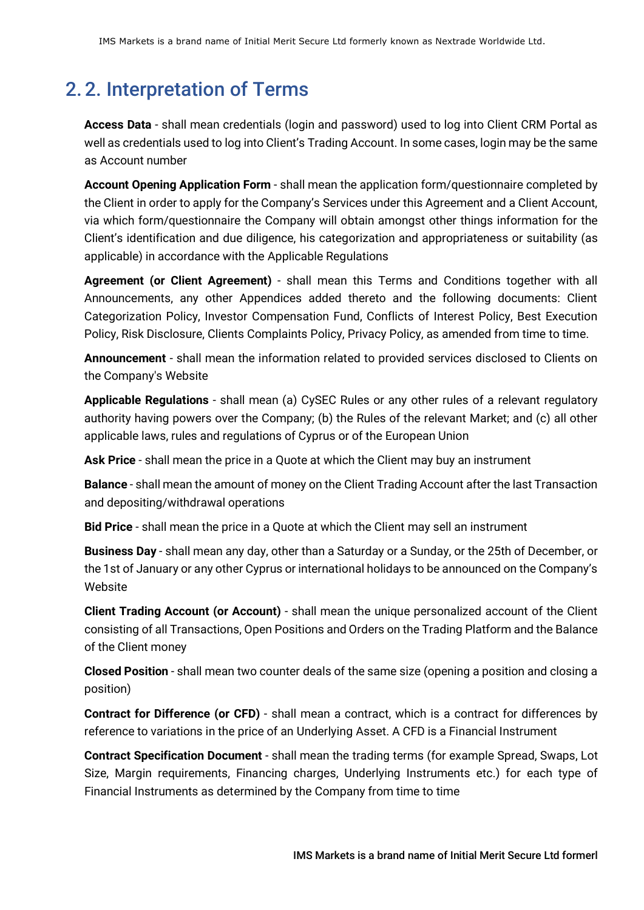## 2. 2. Interpretation of Terms

**Access Data** - shall mean credentials (login and password) used to log into Client CRM Portal as well as credentials used to log into Client's Trading Account. In some cases, login may be the same as Account number

**Account Opening Application Form** - shall mean the application form/questionnaire completed by the Client in order to apply for the Company's Services under this Agreement and a Client Account, via which form/questionnaire the Company will obtain amongst other things information for the Client's identification and due diligence, his categorization and appropriateness or suitability (as applicable) in accordance with the Applicable Regulations

**Agreement (or Client Agreement)** - shall mean this Terms and Conditions together with all Announcements, any other Appendices added thereto and the following documents: Client Categorization Policy, Investor Compensation Fund, Conflicts of Interest Policy, Best Execution Policy, Risk Disclosure, Clients Complaints Policy, Privacy Policy, as amended from time to time.

**Announcement** - shall mean the information related to provided services disclosed to Clients on the Company's Website

**Applicable Regulations** - shall mean (a) CySEC Rules or any other rules of a relevant regulatory authority having powers over the Company; (b) the Rules of the relevant Market; and (c) all other applicable laws, rules and regulations of Cyprus or of the European Union

**Ask Price** - shall mean the price in a Quote at which the Client may buy an instrument

**Balance** - shall mean the amount of money on the Client Trading Account after the last Transaction and depositing/withdrawal operations

**Bid Price** - shall mean the price in a Quote at which the Client may sell an instrument

**Business Day** - shall mean any day, other than a Saturday or a Sunday, or the 25th of December, or the 1st of January or any other Cyprus or international holidays to be announced on the Company's Website

**Client Trading Account (or Account)** - shall mean the unique personalized account of the Client consisting of all Transactions, Open Positions and Orders on the Trading Platform and the Balance of the Client money

**Closed Position** - shall mean two counter deals of the same size (opening a position and closing a position)

**Contract for Difference (or CFD)** - shall mean a contract, which is a contract for differences by reference to variations in the price of an Underlying Asset. A CFD is a Financial Instrument

**Contract Specification Document** - shall mean the trading terms (for example Spread, Swaps, Lot Size, Margin requirements, Financing charges, Underlying Instruments etc.) for each type of Financial Instruments as determined by the Company from time to time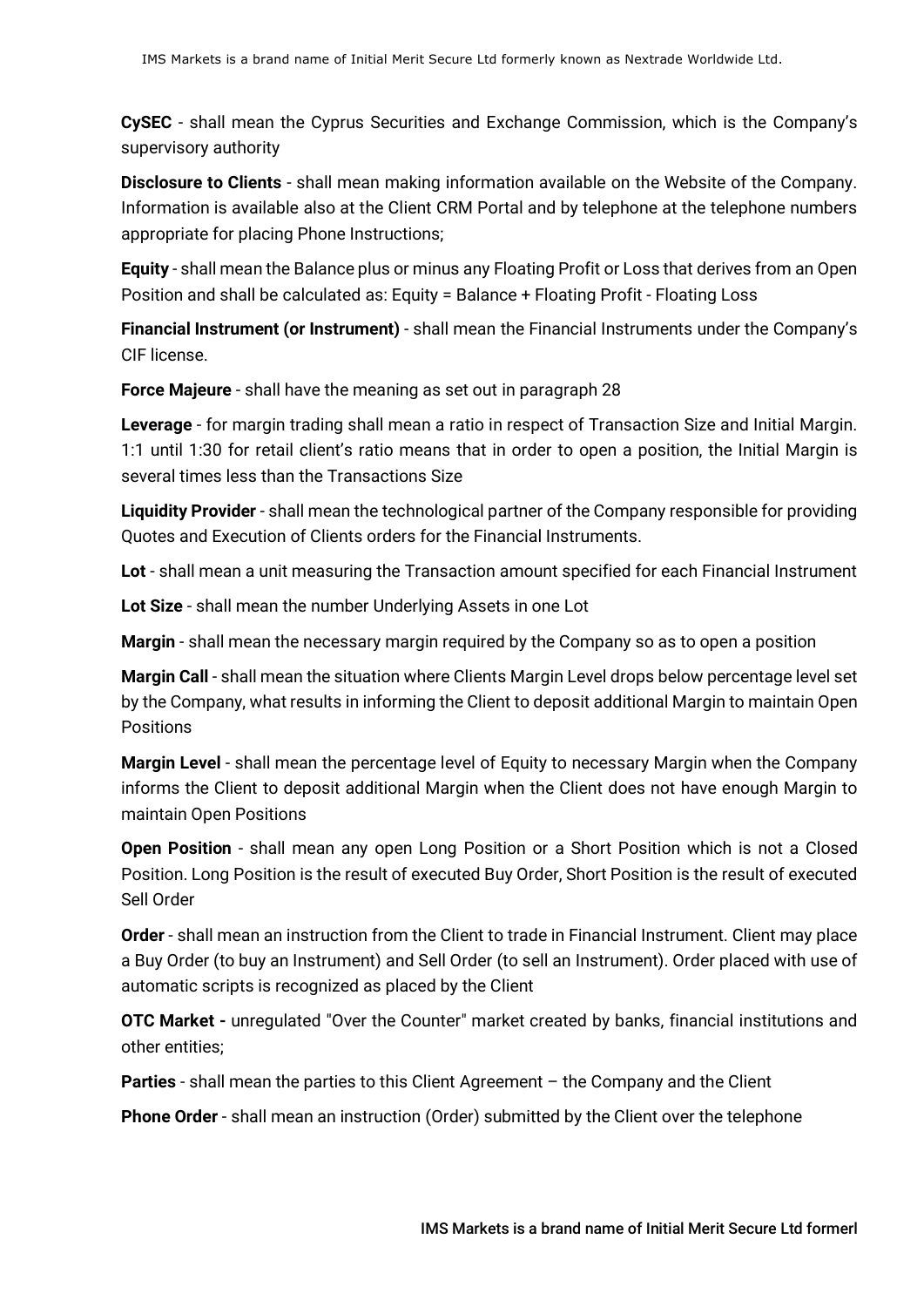**CySEC** - shall mean the Cyprus Securities and Exchange Commission, which is the Company's supervisory authority

**Disclosure to Clients** - shall mean making information available on the Website of the Company. Information is available also at the Client CRM Portal and by telephone at the telephone numbers appropriate for placing Phone Instructions;

**Equity** - shall mean the Balance plus or minus any Floating Profit or Loss that derives from an Open Position and shall be calculated as: Equity = Balance + Floating Profit - Floating Loss

**Financial Instrument (or Instrument)** - shall mean the Financial Instruments under the Company's CIF license.

**Force Majeure** - shall have the meaning as set out in paragraph 28

**Leverage** - for margin trading shall mean a ratio in respect of Transaction Size and Initial Margin. 1:1 until 1:30 for retail client's ratio means that in order to open a position, the Initial Margin is several times less than the Transactions Size

**Liquidity Provider** - shall mean the technological partner of the Company responsible for providing Quotes and Execution of Clients orders for the Financial Instruments.

**Lot** - shall mean a unit measuring the Transaction amount specified for each Financial Instrument

**Lot Size** - shall mean the number Underlying Assets in one Lot

**Margin** - shall mean the necessary margin required by the Company so as to open a position

**Margin Call** - shall mean the situation where Clients Margin Level drops below percentage level set by the Company, what results in informing the Client to deposit additional Margin to maintain Open Positions

**Margin Level** - shall mean the percentage level of Equity to necessary Margin when the Company informs the Client to deposit additional Margin when the Client does not have enough Margin to maintain Open Positions

**Open Position** - shall mean any open Long Position or a Short Position which is not a Closed Position. Long Position is the result of executed Buy Order, Short Position is the result of executed Sell Order

**Order** - shall mean an instruction from the Client to trade in Financial Instrument. Client may place a Buy Order (to buy an Instrument) and Sell Order (to sell an Instrument). Order placed with use of automatic scripts is recognized as placed by the Client

**OTC Market -** unregulated "Over the Counter" market created by banks, financial institutions and other entities;

**Parties** - shall mean the parties to this Client Agreement – the Company and the Client

**Phone Order** - shall mean an instruction (Order) submitted by the Client over the telephone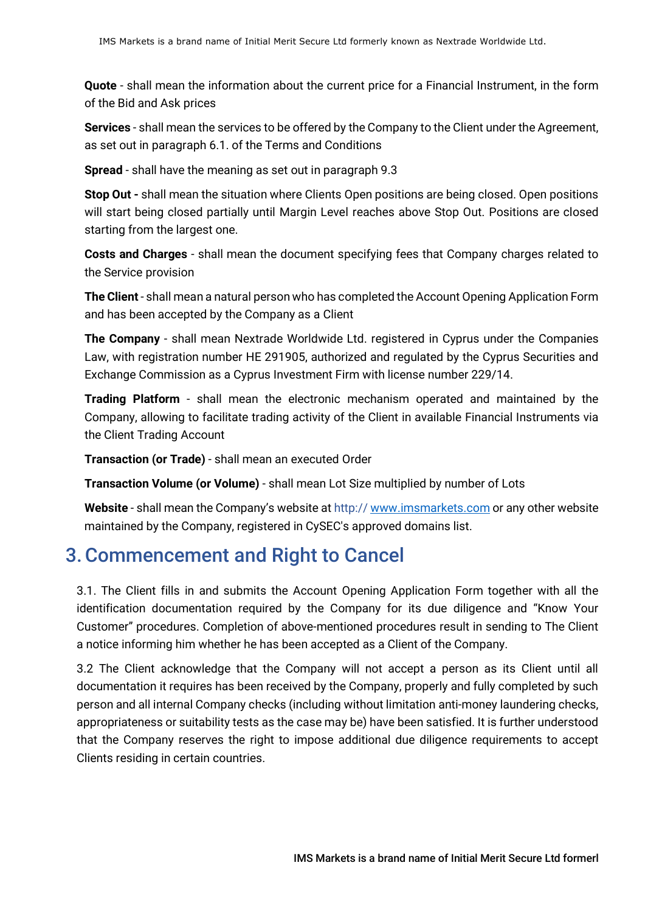**Quote** - shall mean the information about the current price for a Financial Instrument, in the form of the Bid and Ask prices

**Services** - shall mean the services to be offered by the Company to the Client under the Agreement, as set out in paragraph 6.1. of the Terms and Conditions

**Spread** - shall have the meaning as set out in paragraph 9.3

**Stop Out -** shall mean the situation where Clients Open positions are being closed. Open positions will start being closed partially until Margin Level reaches above Stop Out. Positions are closed starting from the largest one.

**Costs and Charges** - shall mean the document specifying fees that Company charges related to the Service provision

**The Client** - shall mean a natural person who has completed the Account Opening Application Form and has been accepted by the Company as a Client

**The Company** - shall mean Nextrade Worldwide Ltd. registered in Cyprus under the Companies Law, with registration number HE 291905, authorized and regulated by the Cyprus Securities and Exchange Commission as a Cyprus Investment Firm with license number 229/14.

**Trading Platform** - shall mean the electronic mechanism operated and maintained by the Company, allowing to facilitate trading activity of the Client in available Financial Instruments via the Client Trading Account

**Transaction (or Trade)** - shall mean an executed Order

**Transaction Volume (or Volume)** - shall mean Lot Size multiplied by number of Lots

**Website** - shall mean the Company's website at http:// www.imsmarkets.com or any other website maintained by the Company, registered in CySEC's approved domains list.

# 3. Commencement and Right to Cancel

3.1. The Client fills in and submits the Account Opening Application Form together with all the identification documentation required by the Company for its due diligence and "Know Your Customer" procedures. Completion of above-mentioned procedures result in sending to The Client a notice informing him whether he has been accepted as a Client of the Company.

3.2 The Client acknowledge that the Company will not accept a person as its Client until all documentation it requires has been received by the Company, properly and fully completed by such person and all internal Company checks (including without limitation anti-money laundering checks, appropriateness or suitability tests as the case may be) have been satisfied. It is further understood that the Company reserves the right to impose additional due diligence requirements to accept Clients residing in certain countries.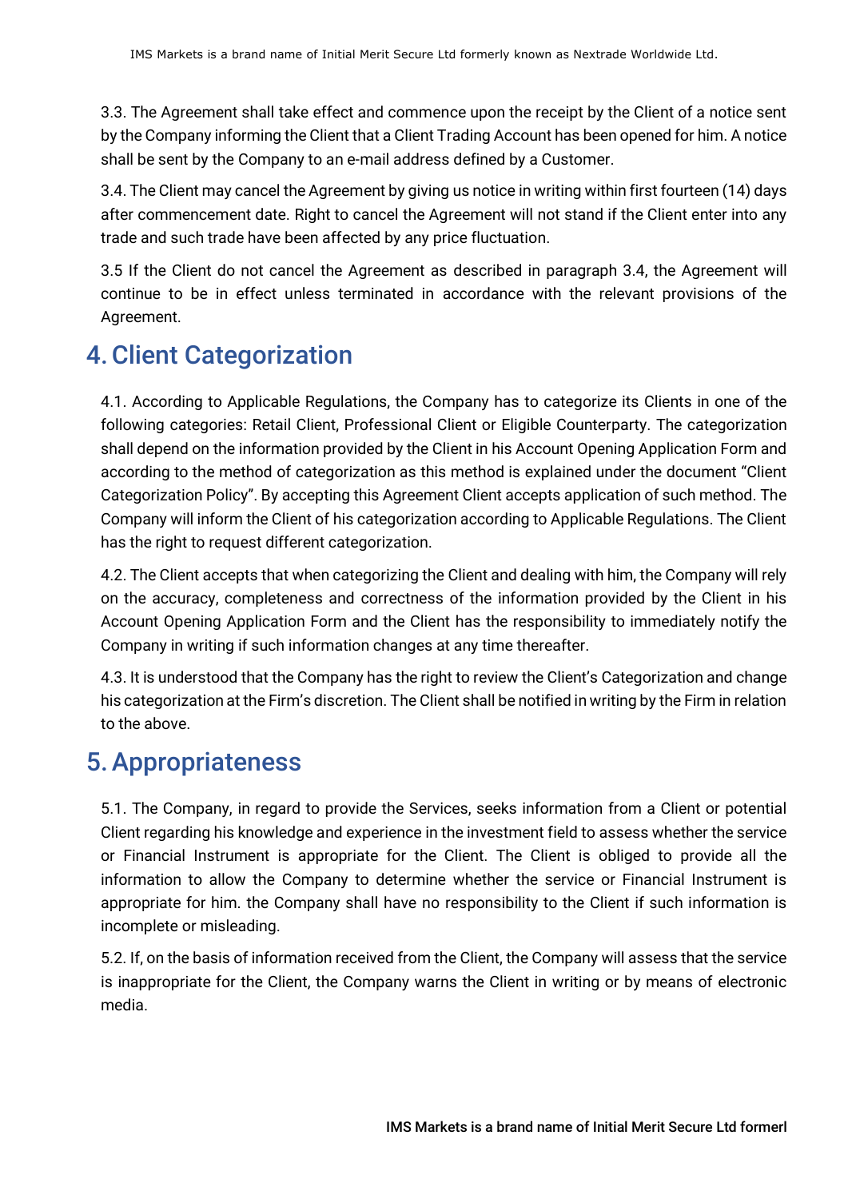3.3. The Agreement shall take effect and commence upon the receipt by the Client of a notice sent by the Company informing the Client that a Client Trading Account has been opened for him. A notice shall be sent by the Company to an e-mail address defined by a Customer.

3.4. The Client may cancel the Agreement by giving us notice in writing within first fourteen (14) days after commencement date. Right to cancel the Agreement will not stand if the Client enter into any trade and such trade have been affected by any price fluctuation.

3.5 If the Client do not cancel the Agreement as described in paragraph 3.4, the Agreement will continue to be in effect unless terminated in accordance with the relevant provisions of the Agreement.

## 4. Client Categorization

4.1. According to Applicable Regulations, the Company has to categorize its Clients in one of the following categories: Retail Client, Professional Client or Eligible Counterparty. The categorization shall depend on the information provided by the Client in his Account Opening Application Form and according to the method of categorization as this method is explained under the document "Client Categorization Policy". By accepting this Agreement Client accepts application of such method. The Company will inform the Client of his categorization according to Applicable Regulations. The Client has the right to request different categorization.

4.2. The Client accepts that when categorizing the Client and dealing with him, the Company will rely on the accuracy, completeness and correctness of the information provided by the Client in his Account Opening Application Form and the Client has the responsibility to immediately notify the Company in writing if such information changes at any time thereafter.

4.3. It is understood that the Company has the right to review the Client's Categorization and change his categorization at the Firm's discretion. The Client shall be notified in writing by the Firm in relation to the above.

## 5. Appropriateness

5.1. The Company, in regard to provide the Services, seeks information from a Client or potential Client regarding his knowledge and experience in the investment field to assess whether the service or Financial Instrument is appropriate for the Client. The Client is obliged to provide all the information to allow the Company to determine whether the service or Financial Instrument is appropriate for him. the Company shall have no responsibility to the Client if such information is incomplete or misleading.

5.2. If, on the basis of information received from the Client, the Company will assess that the service is inappropriate for the Client, the Company warns the Client in writing or by means of electronic media.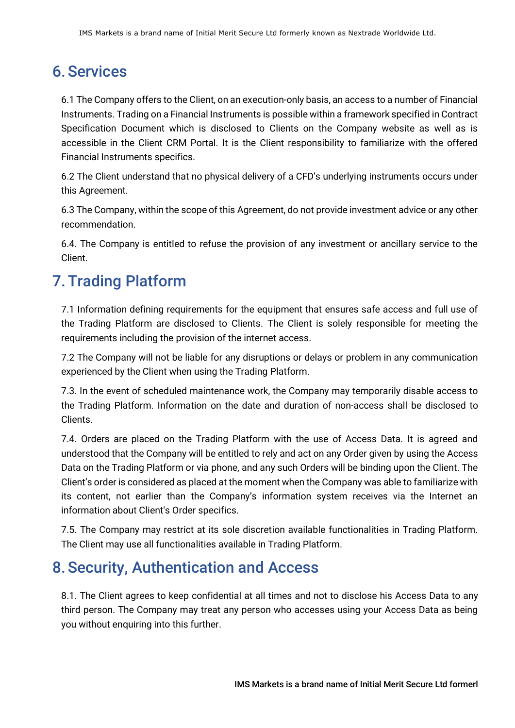## 6. Services

6.1 The Company offers to the Client, on an execution-only basis, an access to a number of Financial Instruments. Trading on a Financial Instruments is possible within a framework specified in Contract Specification Document which is disclosed to Clients on the Company website as well as is accessible in the Client CRM Portal. It is the Client responsibility to familiarize with the offered Financial Instruments specifics.

6.2 The Client understand that no physical delivery of a CFD's underlying instruments occurs under this Agreement.

6.3 The Company, within the scope of this Agreement, do not provide investment advice or any other recommendation.

6.4. The Company is entitled to refuse the provision of any investment or ancillary service to the Client.

## 7. Trading Platform

7.1 Information defining requirements for the equipment that ensures safe access and full use of the Trading Platform are disclosed to Clients. The Client is solely responsible for meeting the requirements including the provision of the internet access.

7.2 The Company will not be liable for any disruptions or delays or problem in any communication experienced by the Client when using the Trading Platform.

7.3. In the event of scheduled maintenance work, the Company may temporarily disable access to the Trading Platform. Information on the date and duration of non-access shall be disclosed to Clients.

7.4. Orders are placed on the Trading Platform with the use of Access Data. It is agreed and understood that the Company will be entitled to rely and act on any Order given by using the Access Data on the Trading Platform or via phone, and any such Orders will be binding upon the Client. The Client's order is considered as placed at the moment when the Company was able to familiarize with its content, not earlier than the Company's information system receives via the Internet an information about Client's Order specifics.

7.5. The Company may restrict at its sole discretion available functionalities in Trading Platform. The Client may use all functionalities available in Trading Platform.

## 8. Security, Authentication and Access

8.1. The Client agrees to keep confidential at all times and not to disclose his Access Data to any third person. The Company may treat any person who accesses using your Access Data as being you without enquiring into this further.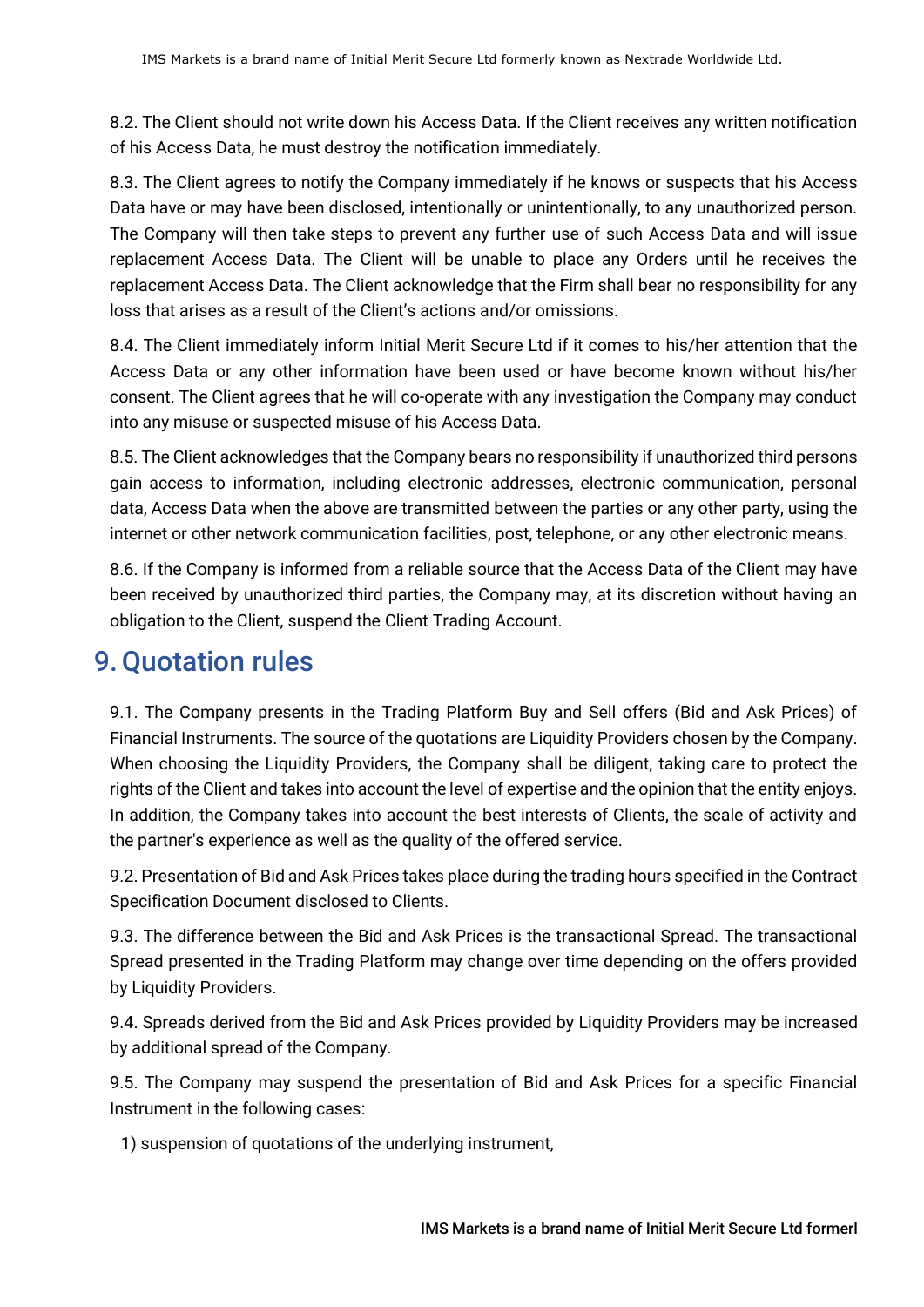8.2. The Client should not write down his Access Data. If the Client receives any written notification of his Access Data, he must destroy the notification immediately.

8.3. The Client agrees to notify the Company immediately if he knows or suspects that his Access Data have or may have been disclosed, intentionally or unintentionally, to any unauthorized person. The Company will then take steps to prevent any further use of such Access Data and will issue replacement Access Data. The Client will be unable to place any Orders until he receives the replacement Access Data. The Client acknowledge that the Firm shall bear no responsibility for any loss that arises as a result of the Client's actions and/or omissions.

8.4. The Client immediately inform Initial Merit Secure Ltd if it comes to his/her attention that the Access Data or any other information have been used or have become known without his/her consent. The Client agrees that he will co-operate with any investigation the Company may conduct into any misuse or suspected misuse of his Access Data.

8.5. The Client acknowledges that the Company bears no responsibility if unauthorized third persons gain access to information, including electronic addresses, electronic communication, personal data, Access Data when the above are transmitted between the parties or any other party, using the internet or other network communication facilities, post, telephone, or any other electronic means.

8.6. If the Company is informed from a reliable source that the Access Data of the Client may have been received by unauthorized third parties, the Company may, at its discretion without having an obligation to the Client, suspend the Client Trading Account.

# 9. Quotation rules

9.1. The Company presents in the Trading Platform Buy and Sell offers (Bid and Ask Prices) of Financial Instruments. The source of the quotations are Liquidity Providers chosen by the Company. When choosing the Liquidity Providers, the Company shall be diligent, taking care to protect the rights of the Client and takes into account the level of expertise and the opinion that the entity enjoys. In addition, the Company takes into account the best interests of Clients, the scale of activity and the partner's experience as well as the quality of the offered service.

9.2. Presentation of Bid and Ask Prices takes place during the trading hours specified in the Contract Specification Document disclosed to Clients.

9.3. The difference between the Bid and Ask Prices is the transactional Spread. The transactional Spread presented in the Trading Platform may change over time depending on the offers provided by Liquidity Providers.

9.4. Spreads derived from the Bid and Ask Prices provided by Liquidity Providers may be increased by additional spread of the Company.

9.5. The Company may suspend the presentation of Bid and Ask Prices for a specific Financial Instrument in the following cases:

1) suspension of quotations of the underlying instrument,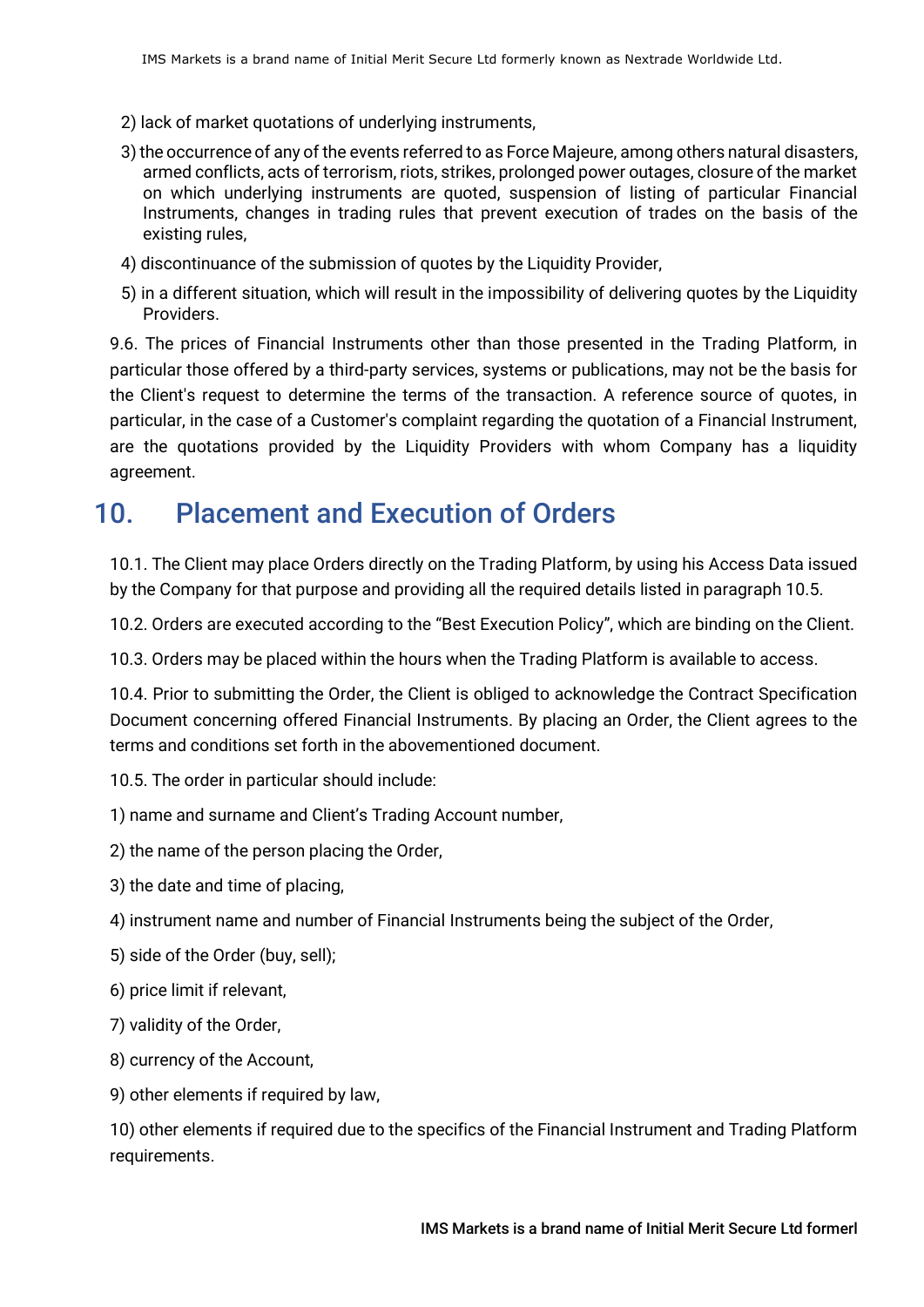2) lack of market quotations of underlying instruments,

3) the occurrence of any of the events referred to as Force Majeure, among others natural disasters, armed conflicts, acts of terrorism, riots, strikes, prolonged power outages, closure of the market on which underlying instruments are quoted, suspension of listing of particular Financial Instruments, changes in trading rules that prevent execution of trades on the basis of the existing rules,

4) discontinuance of the submission of quotes by the Liquidity Provider,

5) in a different situation, which will result in the impossibility of delivering quotes by the Liquidity Providers.

9.6. The prices of Financial Instruments other than those presented in the Trading Platform, in particular those offered by a third-party services, systems or publications, may not be the basis for the Client's request to determine the terms of the transaction. A reference source of quotes, in particular, in the case of a Customer's complaint regarding the quotation of a Financial Instrument, are the quotations provided by the Liquidity Providers with whom Company has a liquidity agreement.

## 10. Placement and Execution of Orders

10.1. The Client may place Orders directly on the Trading Platform, by using his Access Data issued by the Company for that purpose and providing all the required details listed in paragraph 10.5.

10.2. Orders are executed according to the "Best Execution Policy", which are binding on the Client.

10.3. Orders may be placed within the hours when the Trading Platform is available to access.

10.4. Prior to submitting the Order, the Client is obliged to acknowledge the Contract Specification Document concerning offered Financial Instruments. By placing an Order, the Client agrees to the terms and conditions set forth in the abovementioned document.

10.5. The order in particular should include:

1) name and surname and Client's Trading Account number,

2) the name of the person placing the Order,

3) the date and time of placing,

4) instrument name and number of Financial Instruments being the subject of the Order,

5) side of the Order (buy, sell);

6) price limit if relevant,

7) validity of the Order,

8) currency of the Account,

9) other elements if required by law,

10) other elements if required due to the specifics of the Financial Instrument and Trading Platform requirements.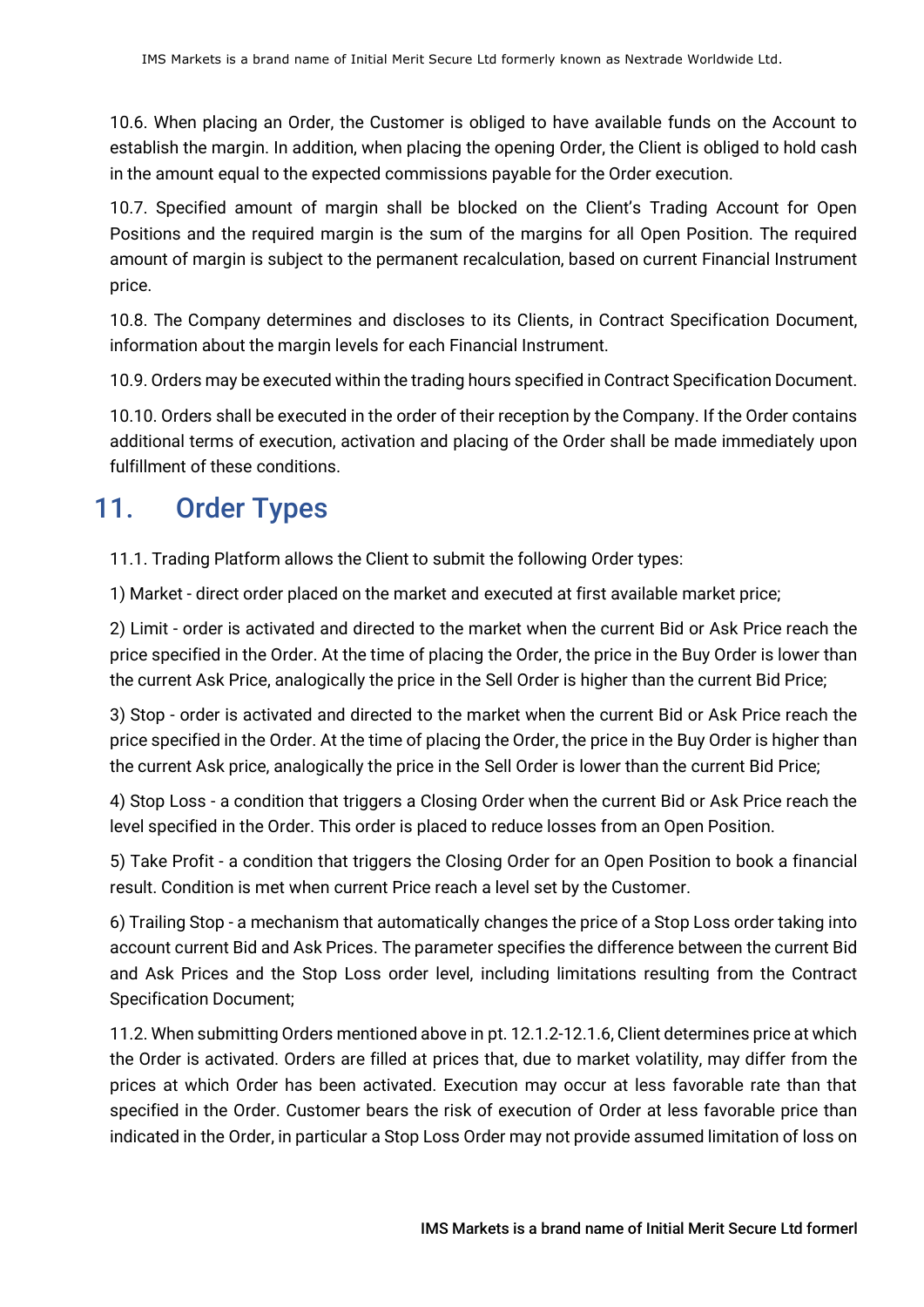10.6. When placing an Order, the Customer is obliged to have available funds on the Account to establish the margin. In addition, when placing the opening Order, the Client is obliged to hold cash in the amount equal to the expected commissions payable for the Order execution.

10.7. Specified amount of margin shall be blocked on the Client's Trading Account for Open Positions and the required margin is the sum of the margins for all Open Position. The required amount of margin is subject to the permanent recalculation, based on current Financial Instrument price.

10.8. The Company determines and discloses to its Clients, in Contract Specification Document, information about the margin levels for each Financial Instrument.

10.9. Orders may be executed within the trading hours specified in Contract Specification Document.

10.10. Orders shall be executed in the order of their reception by the Company. If the Order contains additional terms of execution, activation and placing of the Order shall be made immediately upon fulfillment of these conditions.

## 11. Order Types

11.1. Trading Platform allows the Client to submit the following Order types:

1) Market - direct order placed on the market and executed at first available market price;

2) Limit - order is activated and directed to the market when the current Bid or Ask Price reach the price specified in the Order. At the time of placing the Order, the price in the Buy Order is lower than the current Ask Price, analogically the price in the Sell Order is higher than the current Bid Price;

3) Stop - order is activated and directed to the market when the current Bid or Ask Price reach the price specified in the Order. At the time of placing the Order, the price in the Buy Order is higher than the current Ask price, analogically the price in the Sell Order is lower than the current Bid Price;

4) Stop Loss - a condition that triggers a Closing Order when the current Bid or Ask Price reach the level specified in the Order. This order is placed to reduce losses from an Open Position.

5) Take Profit - a condition that triggers the Closing Order for an Open Position to book a financial result. Condition is met when current Price reach a level set by the Customer.

6) Trailing Stop - a mechanism that automatically changes the price of a Stop Loss order taking into account current Bid and Ask Prices. The parameter specifies the difference between the current Bid and Ask Prices and the Stop Loss order level, including limitations resulting from the Contract Specification Document;

11.2. When submitting Orders mentioned above in pt. 12.1.2-12.1.6, Client determines price at which the Order is activated. Orders are filled at prices that, due to market volatility, may differ from the prices at which Order has been activated. Execution may occur at less favorable rate than that specified in the Order. Customer bears the risk of execution of Order at less favorable price than indicated in the Order, in particular a Stop Loss Order may not provide assumed limitation of loss on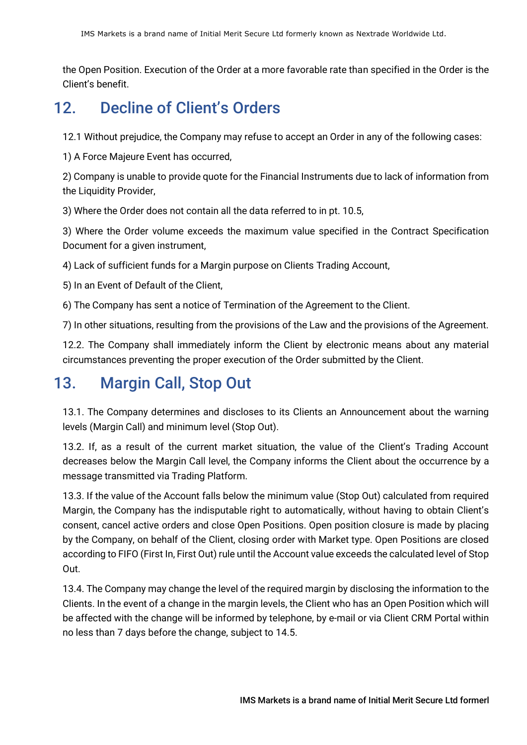the Open Position. Execution of the Order at a more favorable rate than specified in the Order is the Client's benefit.

## 12. Decline of Client's Orders

12.1 Without prejudice, the Company may refuse to accept an Order in any of the following cases:

1) A Force Majeure Event has occurred,

2) Company is unable to provide quote for the Financial Instruments due to lack of information from the Liquidity Provider,

3) Where the Order does not contain all the data referred to in pt. 10.5,

3) Where the Order volume exceeds the maximum value specified in the Contract Specification Document for a given instrument,

4) Lack of sufficient funds for a Margin purpose on Clients Trading Account,

5) In an Event of Default of the Client,

6) The Company has sent a notice of Termination of the Agreement to the Client.

7) In other situations, resulting from the provisions of the Law and the provisions of the Agreement.

12.2. The Company shall immediately inform the Client by electronic means about any material circumstances preventing the proper execution of the Order submitted by the Client.

## 13. Margin Call, Stop Out

13.1. The Company determines and discloses to its Clients an Announcement about the warning levels (Margin Call) and minimum level (Stop Out).

13.2. If, as a result of the current market situation, the value of the Client's Trading Account decreases below the Margin Call level, the Company informs the Client about the occurrence by a message transmitted via Trading Platform.

13.3. If the value of the Account falls below the minimum value (Stop Out) calculated from required Margin, the Company has the indisputable right to automatically, without having to obtain Client's consent, cancel active orders and close Open Positions. Open position closure is made by placing by the Company, on behalf of the Client, closing order with Market type. Open Positions are closed according to FIFO (First In, First Out) rule until the Account value exceeds the calculated level of Stop Out.

13.4. The Company may change the level of the required margin by disclosing the information to the Clients. In the event of a change in the margin levels, the Client who has an Open Position which will be affected with the change will be informed by telephone, by e-mail or via Client CRM Portal within no less than 7 days before the change, subject to 14.5.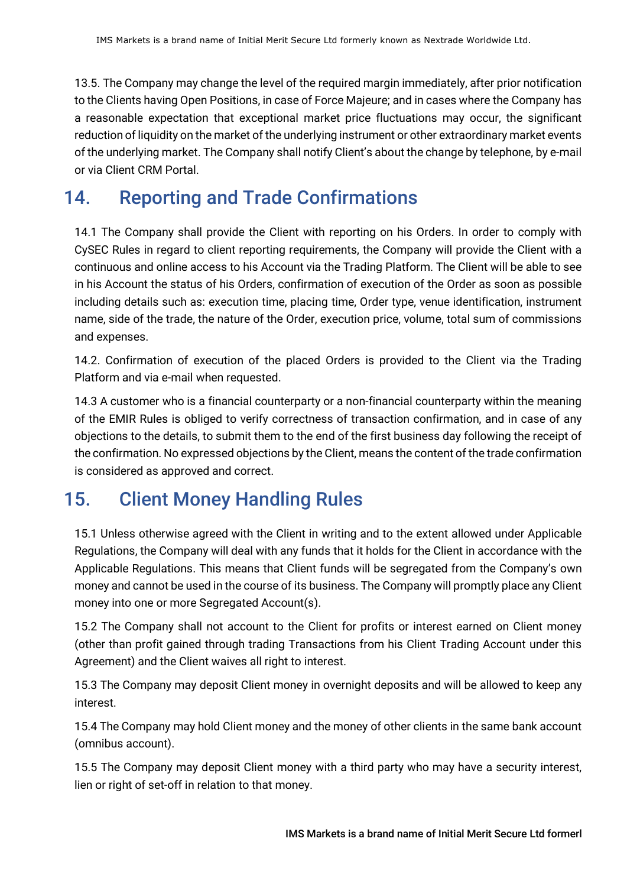13.5. The Company may change the level of the required margin immediately, after prior notification to the Clients having Open Positions, in case of Force Majeure; and in cases where the Company has a reasonable expectation that exceptional market price fluctuations may occur, the significant reduction of liquidity on the market of the underlying instrument or other extraordinary market events of the underlying market. The Company shall notify Client's about the change by telephone, by e-mail or via Client CRM Portal.

## 14. Reporting and Trade Confirmations

14.1 The Company shall provide the Client with reporting on his Orders. In order to comply with CySEC Rules in regard to client reporting requirements, the Company will provide the Client with a continuous and online access to his Account via the Trading Platform. The Client will be able to see in his Account the status of his Orders, confirmation of execution of the Order as soon as possible including details such as: execution time, placing time, Order type, venue identification, instrument name, side of the trade, the nature of the Order, execution price, volume, total sum of commissions and expenses.

14.2. Confirmation of execution of the placed Orders is provided to the Client via the Trading Platform and via e-mail when requested.

14.3 A customer who is a financial counterparty or a non-financial counterparty within the meaning of the EMIR Rules is obliged to verify correctness of transaction confirmation, and in case of any objections to the details, to submit them to the end of the first business day following the receipt of the confirmation. No expressed objections by the Client, means the content of the trade confirmation is considered as approved and correct.

## 15. Client Money Handling Rules

15.1 Unless otherwise agreed with the Client in writing and to the extent allowed under Applicable Regulations, the Company will deal with any funds that it holds for the Client in accordance with the Applicable Regulations. This means that Client funds will be segregated from the Company's own money and cannot be used in the course of its business. The Company will promptly place any Client money into one or more Segregated Account(s).

15.2 The Company shall not account to the Client for profits or interest earned on Client money (other than profit gained through trading Transactions from his Client Trading Account under this Agreement) and the Client waives all right to interest.

15.3 The Company may deposit Client money in overnight deposits and will be allowed to keep any interest.

15.4 The Company may hold Client money and the money of other clients in the same bank account (omnibus account).

15.5 The Company may deposit Client money with a third party who may have a security interest, lien or right of set-off in relation to that money.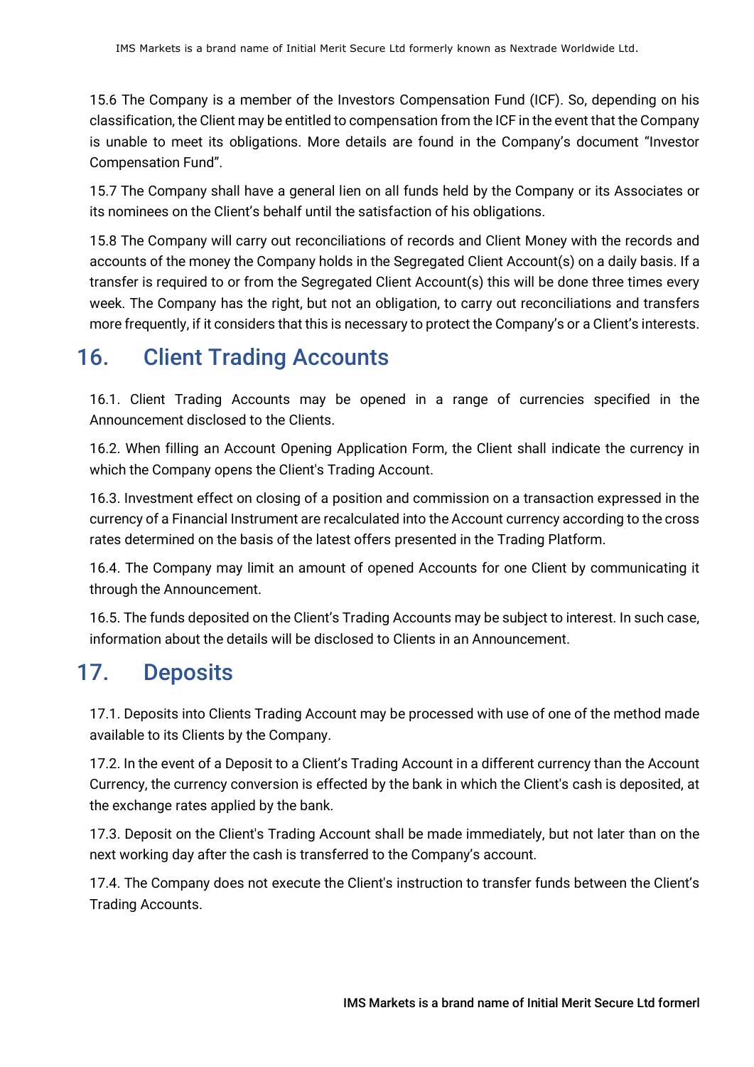15.6 The Company is a member of the Investors Compensation Fund (ICF). So, depending on his classification, the Client may be entitled to compensation from the ICF in the event that the Company is unable to meet its obligations. More details are found in the Company's document "Investor Compensation Fund".

15.7 The Company shall have a general lien on all funds held by the Company or its Associates or its nominees on the Client's behalf until the satisfaction of his obligations.

15.8 The Company will carry out reconciliations of records and Client Money with the records and accounts of the money the Company holds in the Segregated Client Account(s) on a daily basis. If a transfer is required to or from the Segregated Client Account(s) this will be done three times every week. The Company has the right, but not an obligation, to carry out reconciliations and transfers more frequently, if it considers that this is necessary to protect the Company's or a Client's interests.

# 16. Client Trading Accounts

16.1. Client Trading Accounts may be opened in a range of currencies specified in the Announcement disclosed to the Clients.

16.2. When filling an Account Opening Application Form, the Client shall indicate the currency in which the Company opens the Client's Trading Account.

16.3. Investment effect on closing of a position and commission on a transaction expressed in the currency of a Financial Instrument are recalculated into the Account currency according to the cross rates determined on the basis of the latest offers presented in the Trading Platform.

16.4. The Company may limit an amount of opened Accounts for one Client by communicating it through the Announcement.

16.5. The funds deposited on the Client's Trading Accounts may be subject to interest. In such case, information about the details will be disclosed to Clients in an Announcement.

# 17. Deposits

17.1. Deposits into Clients Trading Account may be processed with use of one of the method made available to its Clients by the Company.

17.2. In the event of a Deposit to a Client's Trading Account in a different currency than the Account Currency, the currency conversion is effected by the bank in which the Client's cash is deposited, at the exchange rates applied by the bank.

17.3. Deposit on the Client's Trading Account shall be made immediately, but not later than on the next working day after the cash is transferred to the Company's account.

17.4. The Company does not execute the Client's instruction to transfer funds between the Client's Trading Accounts.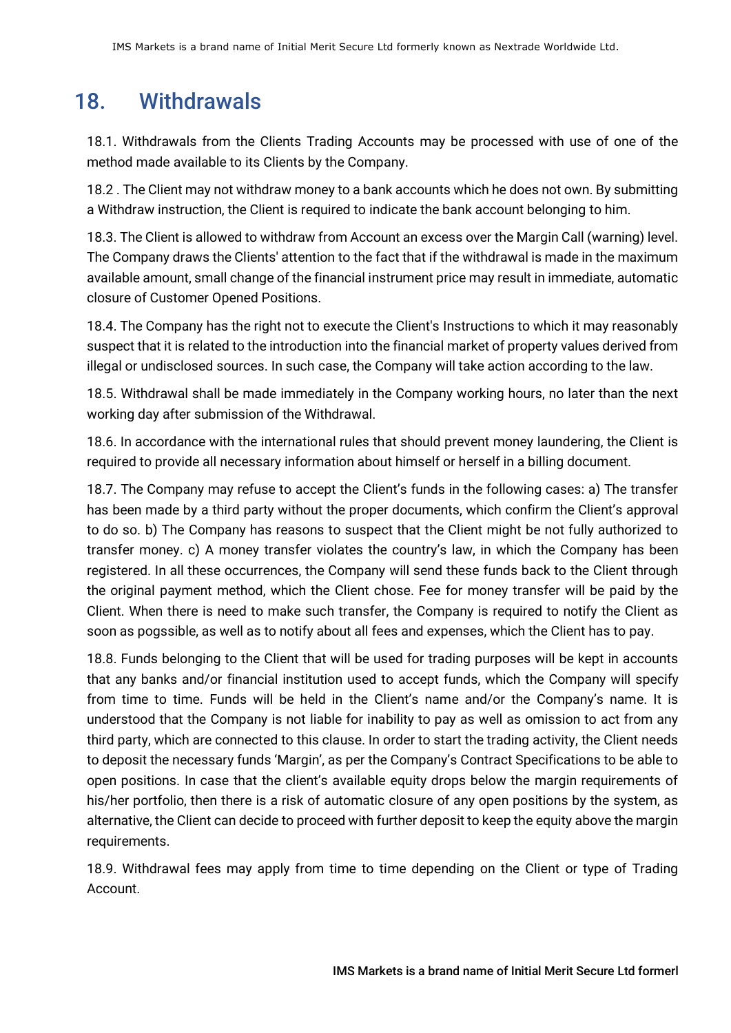## 18. Withdrawals

18.1. Withdrawals from the Clients Trading Accounts may be processed with use of one of the method made available to its Clients by the Company.

18.2 . The Client may not withdraw money to a bank accounts which he does not own. By submitting a Withdraw instruction, the Client is required to indicate the bank account belonging to him.

18.3. The Client is allowed to withdraw from Account an excess over the Margin Call (warning) level. The Company draws the Clients' attention to the fact that if the withdrawal is made in the maximum available amount, small change of the financial instrument price may result in immediate, automatic closure of Customer Opened Positions.

18.4. The Company has the right not to execute the Client's Instructions to which it may reasonably suspect that it is related to the introduction into the financial market of property values derived from illegal or undisclosed sources. In such case, the Company will take action according to the law.

18.5. Withdrawal shall be made immediately in the Company working hours, no later than the next working day after submission of the Withdrawal.

18.6. In accordance with the international rules that should prevent money laundering, the Client is required to provide all necessary information about himself or herself in a billing document.

18.7. The Company may refuse to accept the Client's funds in the following cases: a) The transfer has been made by a third party without the proper documents, which confirm the Client's approval to do so. b) The Company has reasons to suspect that the Client might be not fully authorized to transfer money. c) A money transfer violates the country's law, in which the Company has been registered. In all these occurrences, the Company will send these funds back to the Client through the original payment method, which the Client chose. Fee for money transfer will be paid by the Client. When there is need to make such transfer, the Company is required to notify the Client as soon as pogssible, as well as to notify about all fees and expenses, which the Client has to pay.

18.8. Funds belonging to the Client that will be used for trading purposes will be kept in accounts that any banks and/or financial institution used to accept funds, which the Company will specify from time to time. Funds will be held in the Client's name and/or the Company's name. It is understood that the Company is not liable for inability to pay as well as omission to act from any third party, which are connected to this clause. In order to start the trading activity, the Client needs to deposit the necessary funds 'Margin', as per the Company's Contract Specifications to be able to open positions. In case that the client's available equity drops below the margin requirements of his/her portfolio, then there is a risk of automatic closure of any open positions by the system, as alternative, the Client can decide to proceed with further deposit to keep the equity above the margin requirements.

18.9. Withdrawal fees may apply from time to time depending on the Client or type of Trading Account.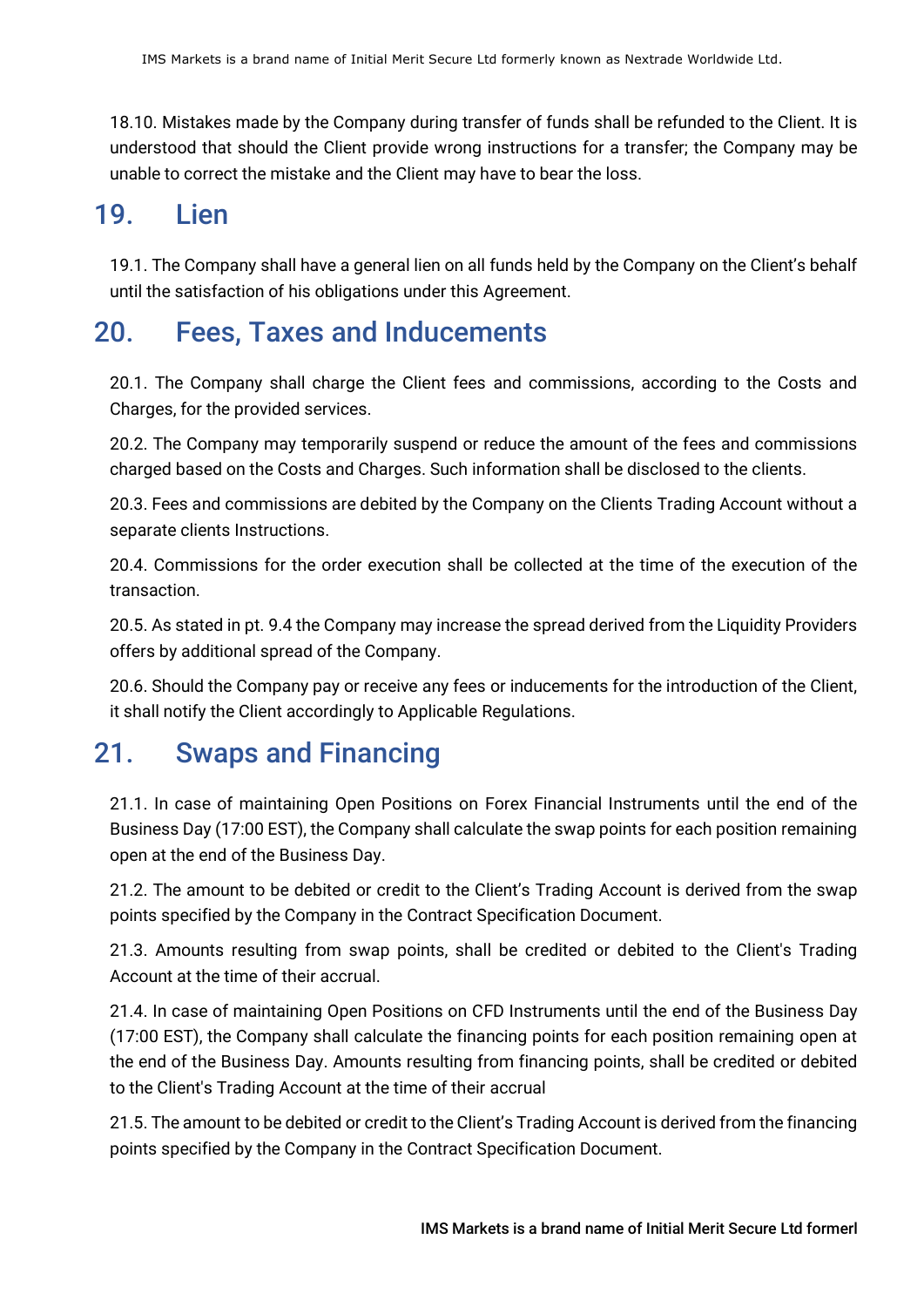18.10. Mistakes made by the Company during transfer of funds shall be refunded to the Client. It is understood that should the Client provide wrong instructions for a transfer; the Company may be unable to correct the mistake and the Client may have to bear the loss.

## 19. Lien

19.1. The Company shall have a general lien on all funds held by the Company on the Client's behalf until the satisfaction of his obligations under this Agreement.

## 20. Fees, Taxes and Inducements

20.1. The Company shall charge the Client fees and commissions, according to the Costs and Charges, for the provided services.

20.2. The Company may temporarily suspend or reduce the amount of the fees and commissions charged based on the Costs and Charges. Such information shall be disclosed to the clients.

20.3. Fees and commissions are debited by the Company on the Clients Trading Account without a separate clients Instructions.

20.4. Commissions for the order execution shall be collected at the time of the execution of the transaction.

20.5. As stated in pt. 9.4 the Company may increase the spread derived from the Liquidity Providers offers by additional spread of the Company.

20.6. Should the Company pay or receive any fees or inducements for the introduction of the Client, it shall notify the Client accordingly to Applicable Regulations.

## 21. Swaps and Financing

21.1. In case of maintaining Open Positions on Forex Financial Instruments until the end of the Business Day (17:00 EST), the Company shall calculate the swap points for each position remaining open at the end of the Business Day.

21.2. The amount to be debited or credit to the Client's Trading Account is derived from the swap points specified by the Company in the Contract Specification Document.

21.3. Amounts resulting from swap points, shall be credited or debited to the Client's Trading Account at the time of their accrual.

21.4. In case of maintaining Open Positions on CFD Instruments until the end of the Business Day (17:00 EST), the Company shall calculate the financing points for each position remaining open at the end of the Business Day. Amounts resulting from financing points, shall be credited or debited to the Client's Trading Account at the time of their accrual

21.5. The amount to be debited or credit to the Client's Trading Account is derived from the financing points specified by the Company in the Contract Specification Document.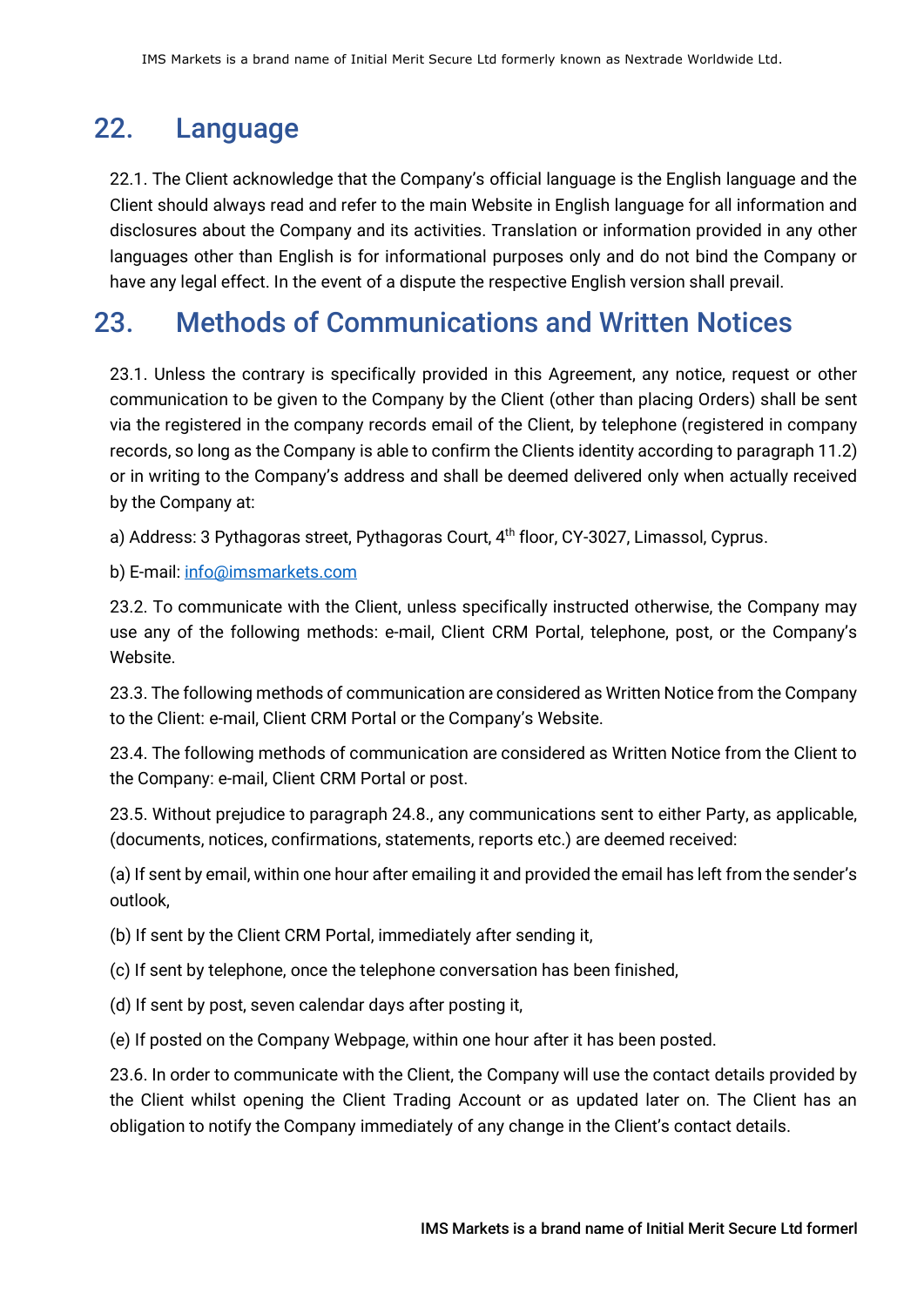## 22. Language

22.1. The Client acknowledge that the Company's official language is the English language and the Client should always read and refer to the main Website in English language for all information and disclosures about the Company and its activities. Translation or information provided in any other languages other than English is for informational purposes only and do not bind the Company or have any legal effect. In the event of a dispute the respective English version shall prevail.

## 23. Methods of Communications and Written Notices

23.1. Unless the contrary is specifically provided in this Agreement, any notice, request or other communication to be given to the Company by the Client (other than placing Orders) shall be sent via the registered in the company records email of the Client, by telephone (registered in company records, so long as the Company is able to confirm the Clients identity according to paragraph 11.2) or in writing to the Company's address and shall be deemed delivered only when actually received by the Company at:

a) Address: 3 Pythagoras street, Pythagoras Court, 4th floor, CY-3027, Limassol, Cyprus.

b) E-mail: info@imsmarkets.com

23.2. To communicate with the Client, unless specifically instructed otherwise, the Company may use any of the following methods: e-mail, Client CRM Portal, telephone, post, or the Company's Website.

23.3. The following methods of communication are considered as Written Notice from the Company to the Client: e-mail, Client CRM Portal or the Company's Website.

23.4. The following methods of communication are considered as Written Notice from the Client to the Company: e-mail, Client CRM Portal or post.

23.5. Without prejudice to paragraph 24.8., any communications sent to either Party, as applicable, (documents, notices, confirmations, statements, reports etc.) are deemed received:

(a) If sent by email, within one hour after emailing it and provided the email has left from the sender's outlook,

(b) If sent by the Client CRM Portal, immediately after sending it,

(c) If sent by telephone, once the telephone conversation has been finished,

(d) If sent by post, seven calendar days after posting it,

(e) If posted on the Company Webpage, within one hour after it has been posted.

23.6. In order to communicate with the Client, the Company will use the contact details provided by the Client whilst opening the Client Trading Account or as updated later on. The Client has an obligation to notify the Company immediately of any change in the Client's contact details.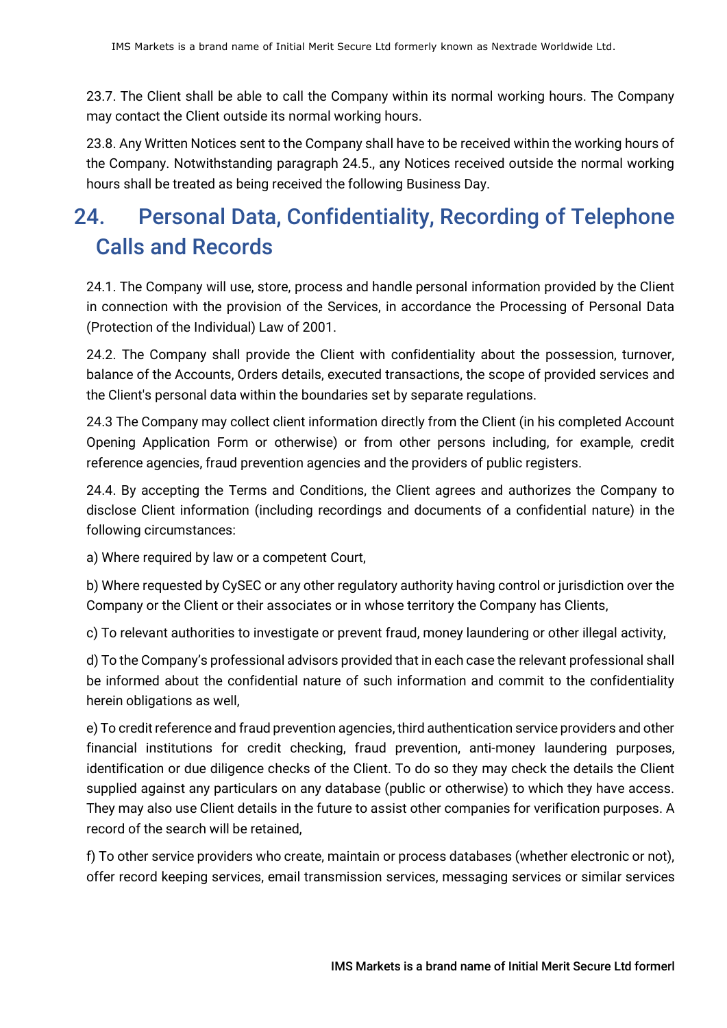23.7. The Client shall be able to call the Company within its normal working hours. The Company may contact the Client outside its normal working hours.

23.8. Any Written Notices sent to the Company shall have to be received within the working hours of the Company. Notwithstanding paragraph 24.5., any Notices received outside the normal working hours shall be treated as being received the following Business Day.

# 24. Personal Data, Confidentiality, Recording of Telephone Calls and Records

24.1. The Company will use, store, process and handle personal information provided by the Client in connection with the provision of the Services, in accordance the Processing of Personal Data (Protection of the Individual) Law of 2001.

24.2. The Company shall provide the Client with confidentiality about the possession, turnover, balance of the Accounts, Orders details, executed transactions, the scope of provided services and the Client's personal data within the boundaries set by separate regulations.

24.3 The Company may collect client information directly from the Client (in his completed Account Opening Application Form or otherwise) or from other persons including, for example, credit reference agencies, fraud prevention agencies and the providers of public registers.

24.4. By accepting the Terms and Conditions, the Client agrees and authorizes the Company to disclose Client information (including recordings and documents of a confidential nature) in the following circumstances:

a) Where required by law or a competent Court,

b) Where requested by CySEC or any other regulatory authority having control or jurisdiction over the Company or the Client or their associates or in whose territory the Company has Clients,

c) To relevant authorities to investigate or prevent fraud, money laundering or other illegal activity,

d) To the Company's professional advisors provided that in each case the relevant professional shall be informed about the confidential nature of such information and commit to the confidentiality herein obligations as well,

e) To credit reference and fraud prevention agencies, third authentication service providers and other financial institutions for credit checking, fraud prevention, anti-money laundering purposes, identification or due diligence checks of the Client. To do so they may check the details the Client supplied against any particulars on any database (public or otherwise) to which they have access. They may also use Client details in the future to assist other companies for verification purposes. A record of the search will be retained,

f) To other service providers who create, maintain or process databases (whether electronic or not), offer record keeping services, email transmission services, messaging services or similar services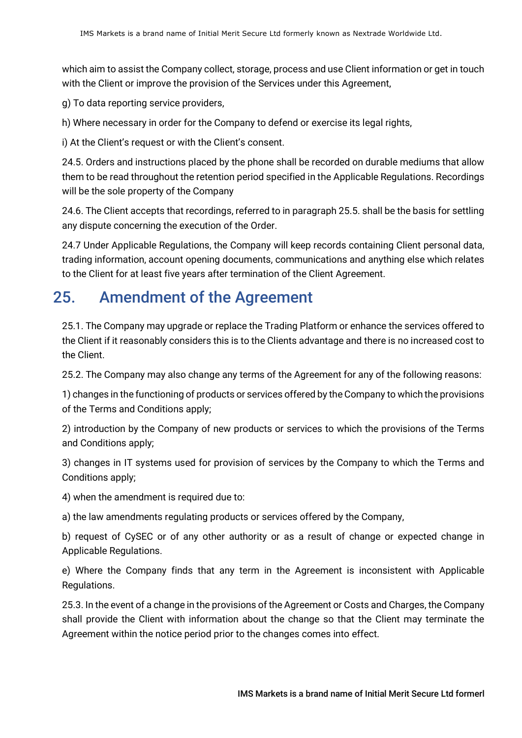which aim to assist the Company collect, storage, process and use Client information or get in touch with the Client or improve the provision of the Services under this Agreement,

g) To data reporting service providers,

h) Where necessary in order for the Company to defend or exercise its legal rights,

i) At the Client's request or with the Client's consent.

24.5. Orders and instructions placed by the phone shall be recorded on durable mediums that allow them to be read throughout the retention period specified in the Applicable Regulations. Recordings will be the sole property of the Company

24.6. The Client accepts that recordings, referred to in paragraph 25.5. shall be the basis for settling any dispute concerning the execution of the Order.

24.7 Under Applicable Regulations, the Company will keep records containing Client personal data, trading information, account opening documents, communications and anything else which relates to the Client for at least five years after termination of the Client Agreement.

## 25. Amendment of the Agreement

25.1. The Company may upgrade or replace the Trading Platform or enhance the services offered to the Client if it reasonably considers this is to the Clients advantage and there is no increased cost to the Client.

25.2. The Company may also change any terms of the Agreement for any of the following reasons:

1) changes in the functioning of products or services offered by the Company to which the provisions of the Terms and Conditions apply;

2) introduction by the Company of new products or services to which the provisions of the Terms and Conditions apply;

3) changes in IT systems used for provision of services by the Company to which the Terms and Conditions apply;

4) when the amendment is required due to:

a) the law amendments regulating products or services offered by the Company,

b) request of CySEC or of any other authority or as a result of change or expected change in Applicable Regulations.

e) Where the Company finds that any term in the Agreement is inconsistent with Applicable Regulations.

25.3. In the event of a change in the provisions of the Agreement or Costs and Charges, the Company shall provide the Client with information about the change so that the Client may terminate the Agreement within the notice period prior to the changes comes into effect.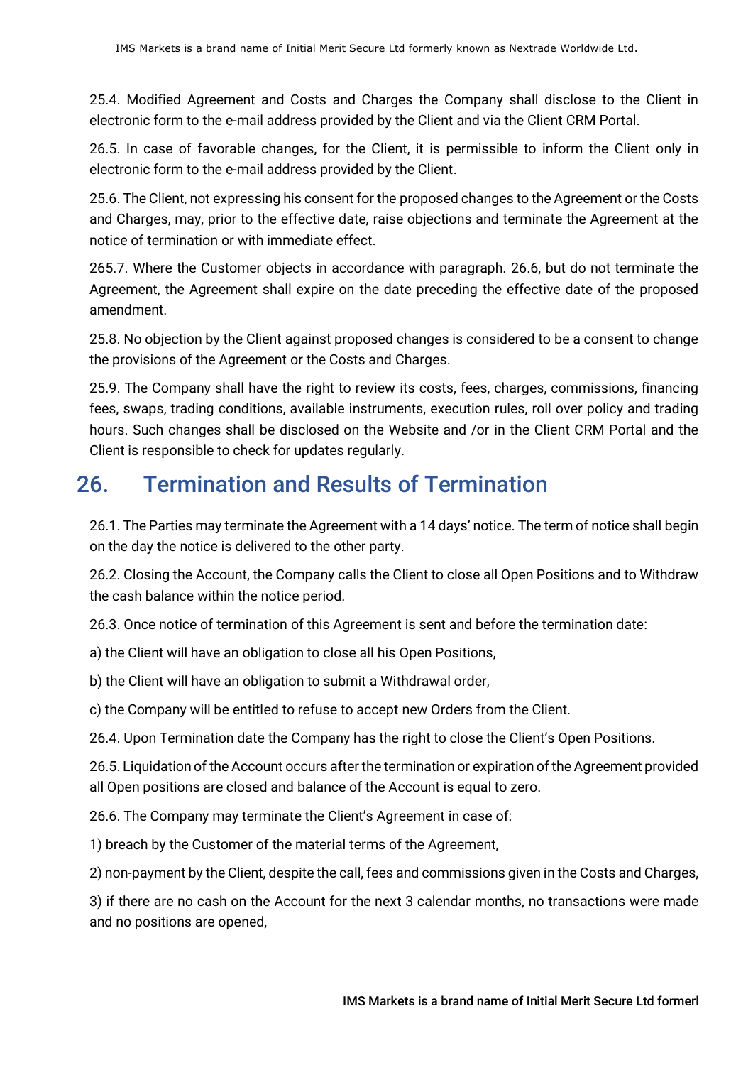25.4. Modified Agreement and Costs and Charges the Company shall disclose to the Client in electronic form to the e-mail address provided by the Client and via the Client CRM Portal.

26.5. In case of favorable changes, for the Client, it is permissible to inform the Client only in electronic form to the e-mail address provided by the Client.

25.6. The Client, not expressing his consent for the proposed changes to the Agreement or the Costs and Charges, may, prior to the effective date, raise objections and terminate the Agreement at the notice of termination or with immediate effect.

265.7. Where the Customer objects in accordance with paragraph. 26.6, but do not terminate the Agreement, the Agreement shall expire on the date preceding the effective date of the proposed amendment.

25.8. No objection by the Client against proposed changes is considered to be a consent to change the provisions of the Agreement or the Costs and Charges.

25.9. The Company shall have the right to review its costs, fees, charges, commissions, financing fees, swaps, trading conditions, available instruments, execution rules, roll over policy and trading hours. Such changes shall be disclosed on the Website and /or in the Client CRM Portal and the Client is responsible to check for updates regularly.

## 26. Termination and Results of Termination

26.1. The Parties may terminate the Agreement with a 14 days' notice. The term of notice shall begin on the day the notice is delivered to the other party.

26.2. Closing the Account, the Company calls the Client to close all Open Positions and to Withdraw the cash balance within the notice period.

26.3. Once notice of termination of this Agreement is sent and before the termination date:

a) the Client will have an obligation to close all his Open Positions,

b) the Client will have an obligation to submit a Withdrawal order,

c) the Company will be entitled to refuse to accept new Orders from the Client.

26.4. Upon Termination date the Company has the right to close the Client's Open Positions.

26.5. Liquidation of the Account occurs after the termination or expiration of the Agreement provided all Open positions are closed and balance of the Account is equal to zero.

26.6. The Company may terminate the Client's Agreement in case of:

1) breach by the Customer of the material terms of the Agreement,

2) non-payment by the Client, despite the call, fees and commissions given in the Costs and Charges,

3) if there are no cash on the Account for the next 3 calendar months, no transactions were made and no positions are opened,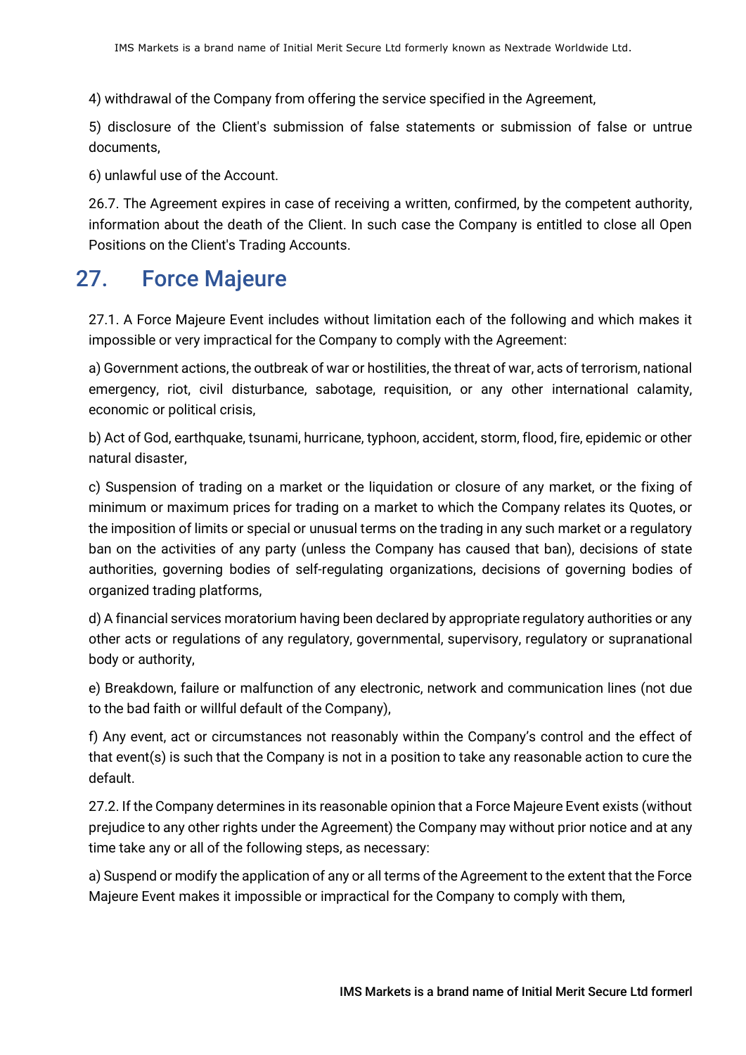4) withdrawal of the Company from offering the service specified in the Agreement,

5) disclosure of the Client's submission of false statements or submission of false or untrue documents,

6) unlawful use of the Account.

26.7. The Agreement expires in case of receiving a written, confirmed, by the competent authority, information about the death of the Client. In such case the Company is entitled to close all Open Positions on the Client's Trading Accounts.

## 27. Force Majeure

27.1. A Force Majeure Event includes without limitation each of the following and which makes it impossible or very impractical for the Company to comply with the Agreement:

a) Government actions, the outbreak of war or hostilities, the threat of war, acts of terrorism, national emergency, riot, civil disturbance, sabotage, requisition, or any other international calamity, economic or political crisis,

b) Act of God, earthquake, tsunami, hurricane, typhoon, accident, storm, flood, fire, epidemic or other natural disaster,

c) Suspension of trading on a market or the liquidation or closure of any market, or the fixing of minimum or maximum prices for trading on a market to which the Company relates its Quotes, or the imposition of limits or special or unusual terms on the trading in any such market or a regulatory ban on the activities of any party (unless the Company has caused that ban), decisions of state authorities, governing bodies of self-regulating organizations, decisions of governing bodies of organized trading platforms,

d) A financial services moratorium having been declared by appropriate regulatory authorities or any other acts or regulations of any regulatory, governmental, supervisory, regulatory or supranational body or authority,

e) Breakdown, failure or malfunction of any electronic, network and communication lines (not due to the bad faith or willful default of the Company),

f) Any event, act or circumstances not reasonably within the Company's control and the effect of that event(s) is such that the Company is not in a position to take any reasonable action to cure the default.

27.2. If the Company determines in its reasonable opinion that a Force Majeure Event exists (without prejudice to any other rights under the Agreement) the Company may without prior notice and at any time take any or all of the following steps, as necessary:

a) Suspend or modify the application of any or all terms of the Agreement to the extent that the Force Majeure Event makes it impossible or impractical for the Company to comply with them,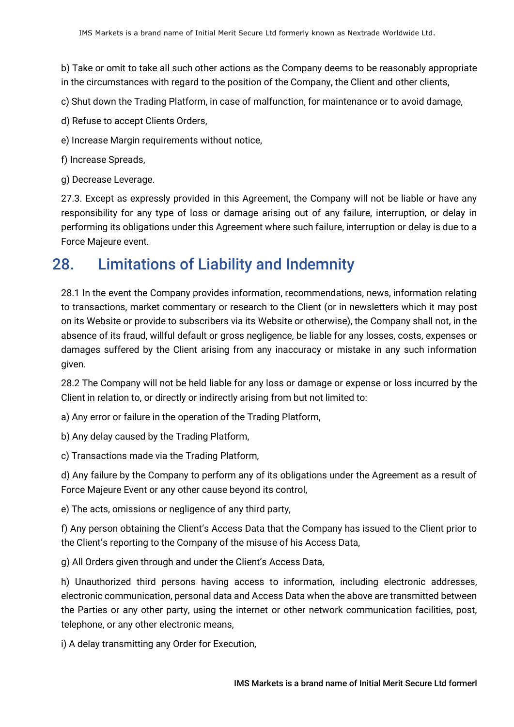b) Take or omit to take all such other actions as the Company deems to be reasonably appropriate in the circumstances with regard to the position of the Company, the Client and other clients,

c) Shut down the Trading Platform, in case of malfunction, for maintenance or to avoid damage,

d) Refuse to accept Clients Orders,

e) Increase Margin requirements without notice,

f) Increase Spreads,

g) Decrease Leverage.

27.3. Except as expressly provided in this Agreement, the Company will not be liable or have any responsibility for any type of loss or damage arising out of any failure, interruption, or delay in performing its obligations under this Agreement where such failure, interruption or delay is due to a Force Majeure event.

## 28. Limitations of Liability and Indemnity

28.1 In the event the Company provides information, recommendations, news, information relating to transactions, market commentary or research to the Client (or in newsletters which it may post on its Website or provide to subscribers via its Website or otherwise), the Company shall not, in the absence of its fraud, willful default or gross negligence, be liable for any losses, costs, expenses or damages suffered by the Client arising from any inaccuracy or mistake in any such information given.

28.2 The Company will not be held liable for any loss or damage or expense or loss incurred by the Client in relation to, or directly or indirectly arising from but not limited to:

a) Any error or failure in the operation of the Trading Platform,

b) Any delay caused by the Trading Platform,

c) Transactions made via the Trading Platform,

d) Any failure by the Company to perform any of its obligations under the Agreement as a result of Force Majeure Event or any other cause beyond its control,

e) The acts, omissions or negligence of any third party,

f) Any person obtaining the Client's Access Data that the Company has issued to the Client prior to the Client's reporting to the Company of the misuse of his Access Data,

g) All Orders given through and under the Client's Access Data,

h) Unauthorized third persons having access to information, including electronic addresses, electronic communication, personal data and Access Data when the above are transmitted between the Parties or any other party, using the internet or other network communication facilities, post, telephone, or any other electronic means,

i) A delay transmitting any Order for Execution,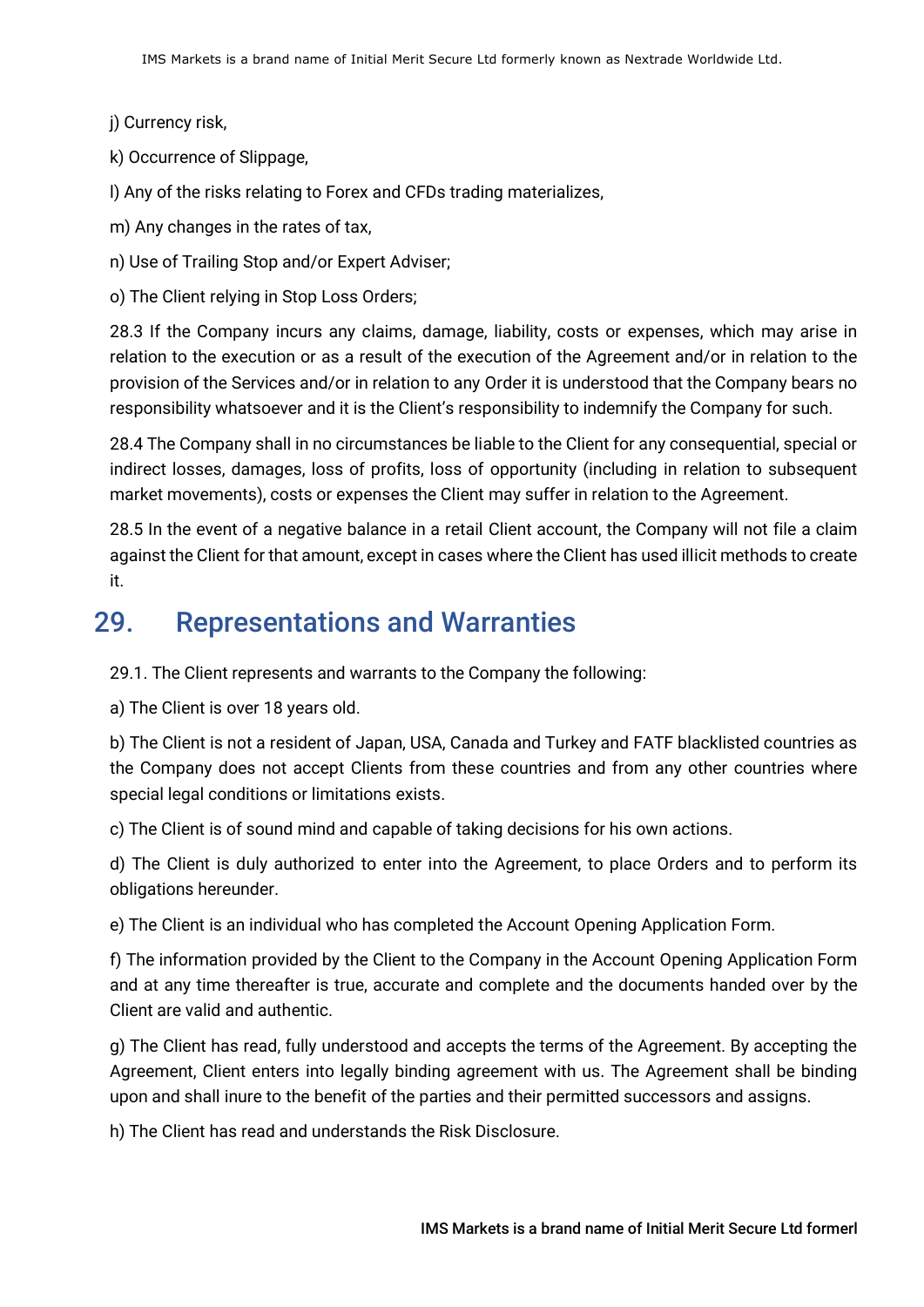j) Currency risk,

k) Occurrence of Slippage,

l) Any of the risks relating to Forex and CFDs trading materializes,

m) Any changes in the rates of tax,

n) Use of Trailing Stop and/or Expert Adviser;

o) The Client relying in Stop Loss Orders;

28.3 If the Company incurs any claims, damage, liability, costs or expenses, which may arise in relation to the execution or as a result of the execution of the Agreement and/or in relation to the provision of the Services and/or in relation to any Order it is understood that the Company bears no responsibility whatsoever and it is the Client's responsibility to indemnify the Company for such.

28.4 The Company shall in no circumstances be liable to the Client for any consequential, special or indirect losses, damages, loss of profits, loss of opportunity (including in relation to subsequent market movements), costs or expenses the Client may suffer in relation to the Agreement.

28.5 In the event of a negative balance in a retail Client account, the Company will not file a claim against the Client for that amount, except in cases where the Client has used illicit methods to create it.

## 29. Representations and Warranties

29.1. The Client represents and warrants to the Company the following:

a) The Client is over 18 years old.

b) The Client is not a resident of Japan, USA, Canada and Turkey and FATF blacklisted countries as the Company does not accept Clients from these countries and from any other countries where special legal conditions or limitations exists.

c) The Client is of sound mind and capable of taking decisions for his own actions.

d) The Client is duly authorized to enter into the Agreement, to place Orders and to perform its obligations hereunder.

e) The Client is an individual who has completed the Account Opening Application Form.

f) The information provided by the Client to the Company in the Account Opening Application Form and at any time thereafter is true, accurate and complete and the documents handed over by the Client are valid and authentic.

g) The Client has read, fully understood and accepts the terms of the Agreement. By accepting the Agreement, Client enters into legally binding agreement with us. The Agreement shall be binding upon and shall inure to the benefit of the parties and their permitted successors and assigns.

h) The Client has read and understands the Risk Disclosure.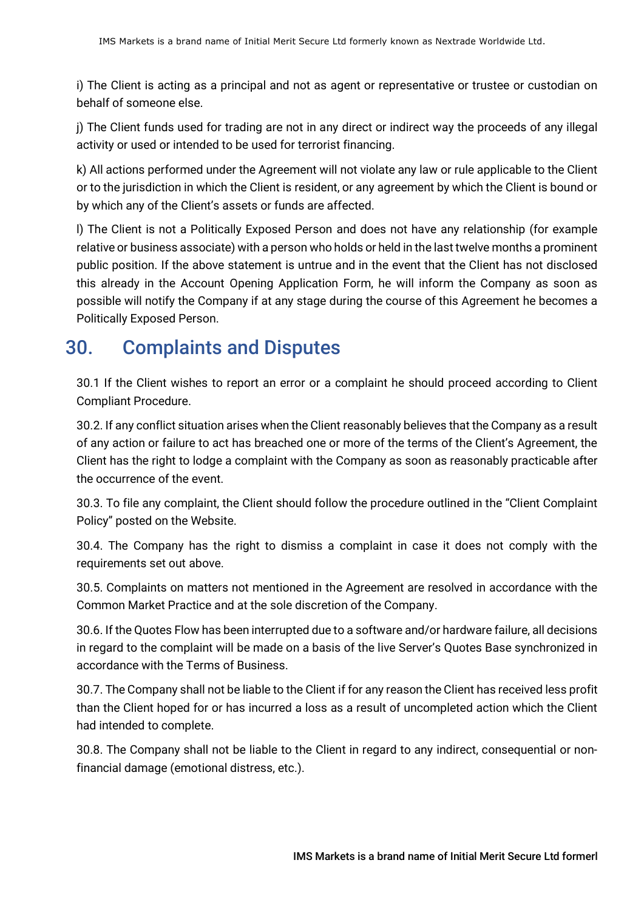i) The Client is acting as a principal and not as agent or representative or trustee or custodian on behalf of someone else.

j) The Client funds used for trading are not in any direct or indirect way the proceeds of any illegal activity or used or intended to be used for terrorist financing.

k) All actions performed under the Agreement will not violate any law or rule applicable to the Client or to the jurisdiction in which the Client is resident, or any agreement by which the Client is bound or by which any of the Client's assets or funds are affected.

l) The Client is not a Politically Exposed Person and does not have any relationship (for example relative or business associate) with a person who holds or held in the last twelve months a prominent public position. If the above statement is untrue and in the event that the Client has not disclosed this already in the Account Opening Application Form, he will inform the Company as soon as possible will notify the Company if at any stage during the course of this Agreement he becomes a Politically Exposed Person.

## 30. Complaints and Disputes

30.1 If the Client wishes to report an error or a complaint he should proceed according to Client Compliant Procedure.

30.2. If any conflict situation arises when the Client reasonably believes that the Company as a result of any action or failure to act has breached one or more of the terms of the Client's Agreement, the Client has the right to lodge a complaint with the Company as soon as reasonably practicable after the occurrence of the event.

30.3. To file any complaint, the Client should follow the procedure outlined in the "Client Complaint Policy" posted on the Website.

30.4. The Company has the right to dismiss a complaint in case it does not comply with the requirements set out above.

30.5. Complaints on matters not mentioned in the Agreement are resolved in accordance with the Common Market Practice and at the sole discretion of the Company.

30.6. If the Quotes Flow has been interrupted due to a software and/or hardware failure, all decisions in regard to the complaint will be made on a basis of the live Server's Quotes Base synchronized in accordance with the Terms of Business.

30.7. The Company shall not be liable to the Client if for any reason the Client has received less profit than the Client hoped for or has incurred a loss as a result of uncompleted action which the Client had intended to complete.

30.8. The Company shall not be liable to the Client in regard to any indirect, consequential or non-financial damage (emotional distress, etc.).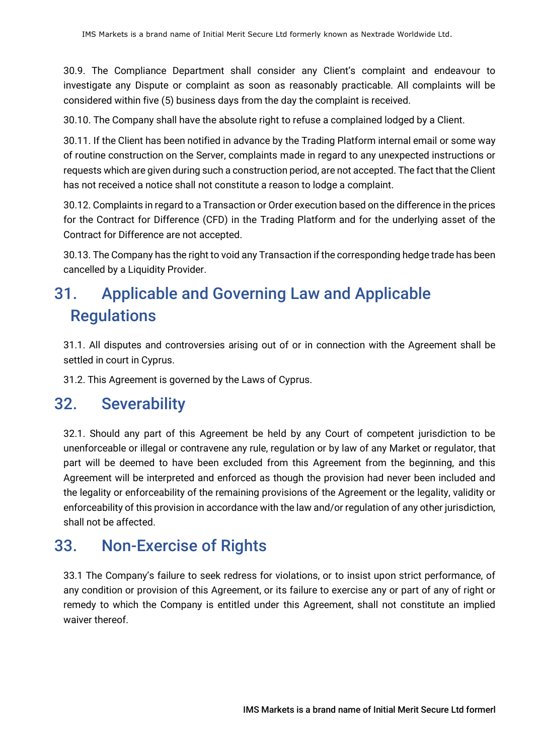30.9. The Compliance Department shall consider any Client's complaint and endeavour to investigate any Dispute or complaint as soon as reasonably practicable. All complaints will be considered within five (5) business days from the day the complaint is received.

30.10. The Company shall have the absolute right to refuse a complained lodged by a Client.

30.11. If the Client has been notified in advance by the Trading Platform internal email or some way of routine construction on the Server, complaints made in regard to any unexpected instructions or requests which are given during such a construction period, are not accepted. The fact that the Client has not received a notice shall not constitute a reason to lodge a complaint.

30.12. Complaints in regard to a Transaction or Order execution based on the difference in the prices for the Contract for Difference (CFD) in the Trading Platform and for the underlying asset of the Contract for Difference are not accepted.

30.13. The Company has the right to void any Transaction if the corresponding hedge trade has been cancelled by a Liquidity Provider.

## 31. Applicable and Governing Law and Applicable Regulations

31.1. All disputes and controversies arising out of or in connection with the Agreement shall be settled in court in Cyprus.

31.2. This Agreement is governed by the Laws of Cyprus.

## 32. Severability

32.1. Should any part of this Agreement be held by any Court of competent jurisdiction to be unenforceable or illegal or contravene any rule, regulation or by law of any Market or regulator, that part will be deemed to have been excluded from this Agreement from the beginning, and this Agreement will be interpreted and enforced as though the provision had never been included and the legality or enforceability of the remaining provisions of the Agreement or the legality, validity or enforceability of this provision in accordance with the law and/or regulation of any other jurisdiction, shall not be affected.

## 33. Non-Exercise of Rights

33.1 The Company's failure to seek redress for violations, or to insist upon strict performance, of any condition or provision of this Agreement, or its failure to exercise any or part of any of right or remedy to which the Company is entitled under this Agreement, shall not constitute an implied waiver thereof.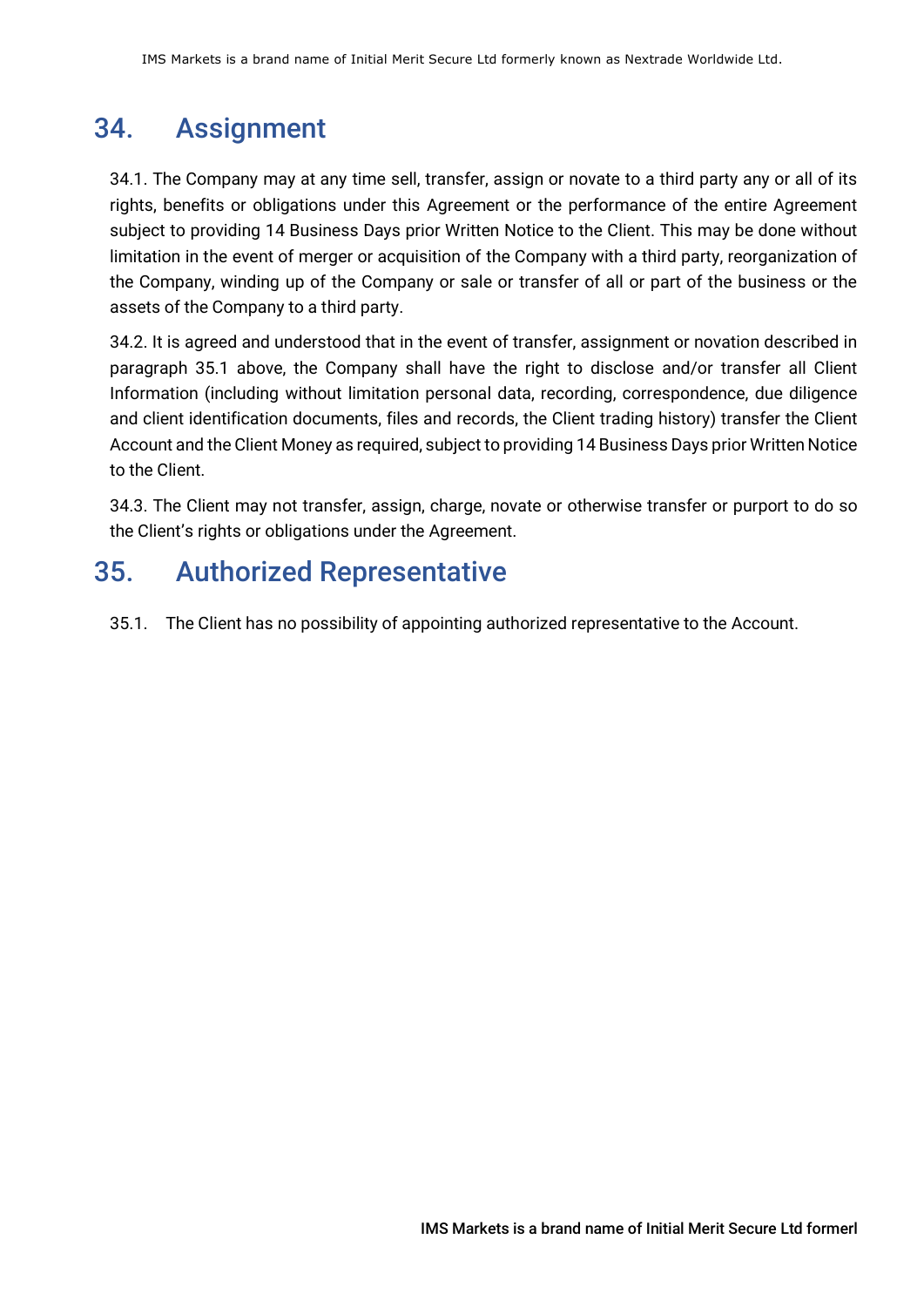## 34. Assignment

34.1. The Company may at any time sell, transfer, assign or novate to a third party any or all of its rights, benefits or obligations under this Agreement or the performance of the entire Agreement subject to providing 14 Business Days prior Written Notice to the Client. This may be done without limitation in the event of merger or acquisition of the Company with a third party, reorganization of the Company, winding up of the Company or sale or transfer of all or part of the business or the assets of the Company to a third party.

34.2. It is agreed and understood that in the event of transfer, assignment or novation described in paragraph 35.1 above, the Company shall have the right to disclose and/or transfer all Client Information (including without limitation personal data, recording, correspondence, due diligence and client identification documents, files and records, the Client trading history) transfer the Client Account and the Client Money as required, subject to providing 14 Business Days prior Written Notice to the Client.

34.3. The Client may not transfer, assign, charge, novate or otherwise transfer or purport to do so the Client's rights or obligations under the Agreement.

## 35. Authorized Representative

35.1. The Client has no possibility of appointing authorized representative to the Account.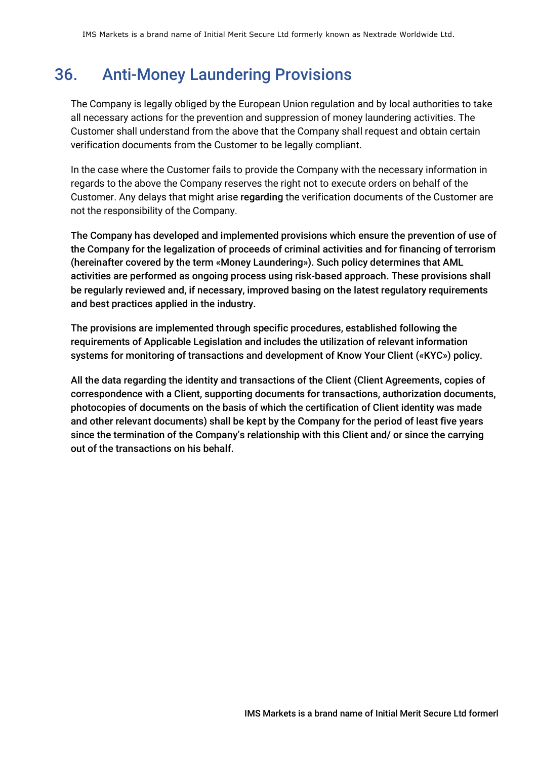## 36. Anti-Money Laundering Provisions

The Company is legally obliged by the European Union regulation and by local authorities to take all necessary actions for the prevention and suppression of money laundering activities. The Customer shall understand from the above that the Company shall request and obtain certain verification documents from the Customer to be legally compliant.

In the case where the Customer fails to provide the Company with the necessary information in regards to the above the Company reserves the right not to execute orders on behalf of the Customer. Any delays that might arise **regarding** the verification documents of the Customer are not the responsibility of the Company.

**The Company has developed and implemented provisions which ensure the prevention of use of the Company for the legalization of proceeds of criminal activities and for financing of terrorism (hereinafter covered by the term «Money Laundering»). Such policy determines that AML activities are performed as ongoing process using risk-based approach. These provisions shall be regularly reviewed and, if necessary, improved basing on the latest regulatory requirements and best practices applied in the industry.**

**The provisions are implemented through specific procedures, established following the requirements of Applicable Legislation and includes the utilization of relevant information systems for monitoring of transactions and development of Know Your Client («KYC») policy.**

**All the data regarding the identity and transactions of the Client (Client Agreements, copies of correspondence with a Client, supporting documents for transactions, authorization documents, photocopies of documents on the basis of which the certification of Client identity was made and other relevant documents) shall be kept by the Company for the period of least five years since the termination of the Company's relationship with this Client and/ or since the carrying out of the transactions on his behalf.**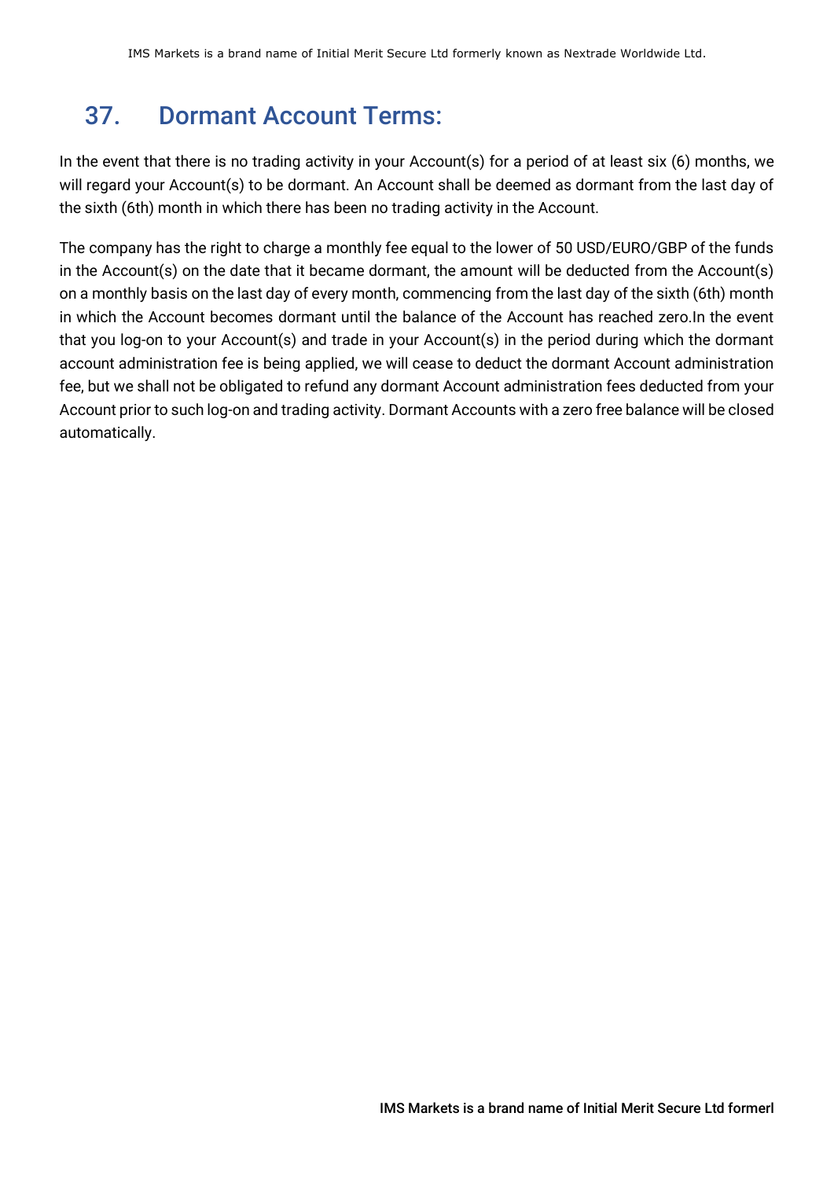## 37. Dormant Account Terms:

In the event that there is no trading activity in your Account(s) for a period of at least six (6) months, we will regard your Account(s) to be dormant. An Account shall be deemed as dormant from the last day of the sixth (6th) month in which there has been no trading activity in the Account.

The company has the right to charge a monthly fee equal to the lower of 50 USD/EURO/GBP of the funds in the Account(s) on the date that it became dormant, the amount will be deducted from the Account(s) on a monthly basis on the last day of every month, commencing from the last day of the sixth (6th) month in which the Account becomes dormant until the balance of the Account has reached zero.In the event that you log-on to your Account(s) and trade in your Account(s) in the period during which the dormant account administration fee is being applied, we will cease to deduct the dormant Account administration fee, but we shall not be obligated to refund any dormant Account administration fees deducted from your Account prior to such log-on and trading activity. Dormant Accounts with a zero free balance will be closed automatically.